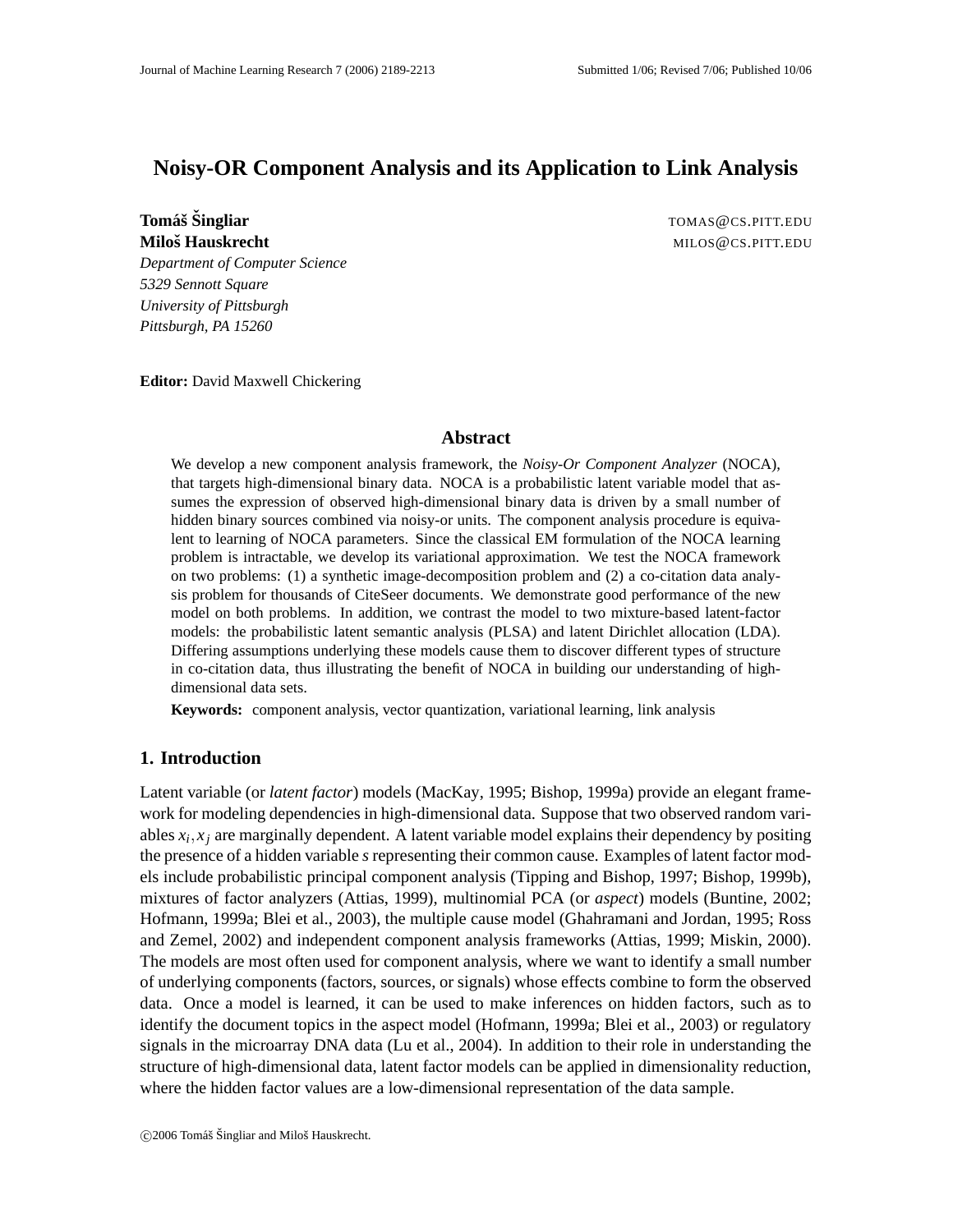# Noisy-OR Component Analysis and its Application to Link Analysis

**Tomáš Šingliar** TOMAS@CS.PITT.EDU
**Miloš Hauskrecht** MILOS@CS.PITT.EDU
*Department of Computer Science*
*5329 Sennott Square*
*University of Pittsburgh*
*Pittsburgh, PA 15260*

**Editor:** David Maxwell Chickering

## Abstract

We develop a new component analysis framework, the *Noisy-Or Component Analyzer* (NOCA), that targets high-dimensional binary data. NOCA is a probabilistic latent variable model that assumes the expression of observed high-dimensional binary data is driven by a small number of hidden binary sources combined via noisy-or units. The component analysis procedure is equivalent to learning of NOCA parameters. Since the classical EM formulation of the NOCA learning problem is intractable, we develop its variational approximation. We test the NOCA framework on two problems: (1) a synthetic image-decomposition problem and (2) a co-citation data analysis problem for thousands of CiteSeer documents. We demonstrate good performance of the new model on both problems. In addition, we contrast the model to two mixture-based latent-factor models: the probabilistic latent semantic analysis (PLSA) and latent Dirichlet allocation (LDA). Differing assumptions underlying these models cause them to discover different types of structure in co-citation data, thus illustrating the benefit of NOCA in building our understanding of high-dimensional data sets.

**Keywords:** component analysis, vector quantization, variational learning, link analysis

## 1. Introduction

Latent variable (or *latent factor*) models (MacKay, 1995; Bishop, 1999a) provide an elegant framework for modeling dependencies in high-dimensional data. Suppose that two observed random variables $x_i, x_j$ are marginally dependent. A latent variable model explains their dependency by positing the presence of a hidden variable $s$ representing their common cause. Examples of latent factor models include probabilistic principal component analysis (Tipping and Bishop, 1997; Bishop, 1999b), mixtures of factor analyzers (Attias, 1999), multinomial PCA (or *aspect*) models (Buntine, 2002; Hofmann, 1999a; Blei et al., 2003), the multiple cause model (Ghahramani and Jordan, 1995; Ross and Zemel, 2002) and independent component analysis frameworks (Attias, 1999; Miskin, 2000). The models are most often used for component analysis, where we want to identify a small number of underlying components (factors, sources, or signals) whose effects combine to form the observed data. Once a model is learned, it can be used to make inferences on hidden factors, such as to identify the document topics in the aspect model (Hofmann, 1999a; Blei et al., 2003) or regulatory signals in the microarray DNA data (Lu et al., 2004). In addition to their role in understanding the structure of high-dimensional data, latent factor models can be applied in dimensionality reduction, where the hidden factor values are a low-dimensional representation of the data sample.

©2006 Tomáš Šingliar and Miloš Hauskrecht.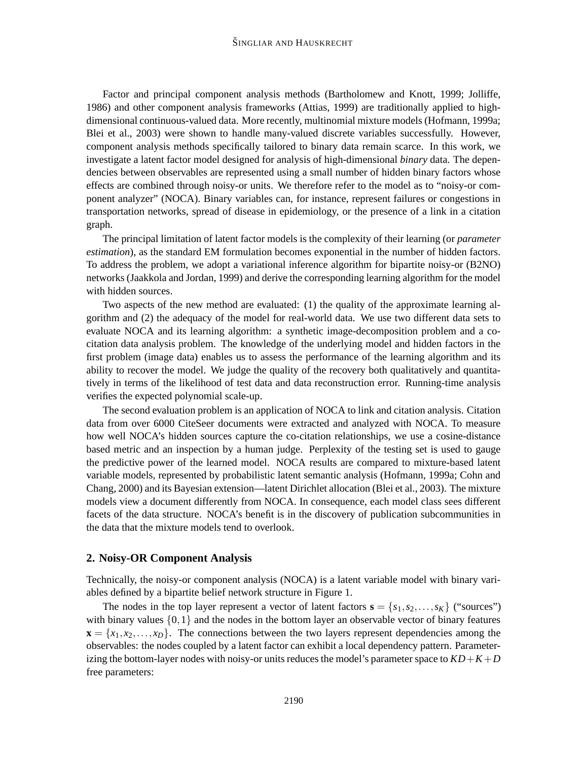Factor and principal component analysis methods (Bartholomew and Knott, 1999; Jolliffe, 1986) and other component analysis frameworks (Attias, 1999) are traditionally applied to high-dimensional continuous-valued data. More recently, multinomial mixture models (Hofmann, 1999a; Blei et al., 2003) were shown to handle many-valued discrete variables successfully. However, component analysis methods specifically tailored to binary data remain scarce. In this work, we investigate a latent factor model designed for analysis of high-dimensional *binary* data. The dependencies between observables are represented using a small number of hidden binary factors whose effects are combined through noisy-or units. We therefore refer to the model as to "noisy-or component analyzer" (NOCA). Binary variables can, for instance, represent failures or congestions in transportation networks, spread of disease in epidemiology, or the presence of a link in a citation graph.

The principal limitation of latent factor models is the complexity of their learning (or *parameter estimation*), as the standard EM formulation becomes exponential in the number of hidden factors. To address the problem, we adopt a variational inference algorithm for bipartite noisy-or (B2NO) networks (Jaakkola and Jordan, 1999) and derive the corresponding learning algorithm for the model with hidden sources.

Two aspects of the new method are evaluated: (1) the quality of the approximate learning algorithm and (2) the adequacy of the model for real-world data. We use two different data sets to evaluate NOCA and its learning algorithm: a synthetic image-decomposition problem and a co-citation data analysis problem. The knowledge of the underlying model and hidden factors in the first problem (image data) enables us to assess the performance of the learning algorithm and its ability to recover the model. We judge the quality of the recovery both qualitatively and quantitatively in terms of the likelihood of test data and data reconstruction error. Running-time analysis verifies the expected polynomial scale-up.

The second evaluation problem is an application of NOCA to link and citation analysis. Citation data from over 6000 CiteSeer documents were extracted and analyzed with NOCA. To measure how well NOCA's hidden sources capture the co-citation relationships, we use a cosine-distance based metric and an inspection by a human judge. Perplexity of the testing set is used to gauge the predictive power of the learned model. NOCA results are compared to mixture-based latent variable models, represented by probabilistic latent semantic analysis (Hofmann, 1999a; Cohn and Chang, 2000) and its Bayesian extension—latent Dirichlet allocation (Blei et al., 2003). The mixture models view a document differently from NOCA. In consequence, each model class sees different facets of the data structure. NOCA's benefit is in the discovery of publication subcommunities in the data that the mixture models tend to overlook.

## 2. Noisy-OR Component Analysis

Technically, the noisy-or component analysis (NOCA) is a latent variable model with binary variables defined by a bipartite belief network structure in Figure 1.

The nodes in the top layer represent a vector of latent factors $\mathbf{s} = \{s_1, s_2, \ldots, s_K\}$ ("sources") with binary values $\{0,1\}$ and the nodes in the bottom layer an observable vector of binary features $\mathbf{x} = \{x_1, x_2, \ldots, x_D\}$. The connections between the two layers represent dependencies among the observables: the nodes coupled by a latent factor can exhibit a local dependency pattern. Parameterizing the bottom-layer nodes with noisy-or units reduces the model's parameter space to $KD+K+D$ free parameters: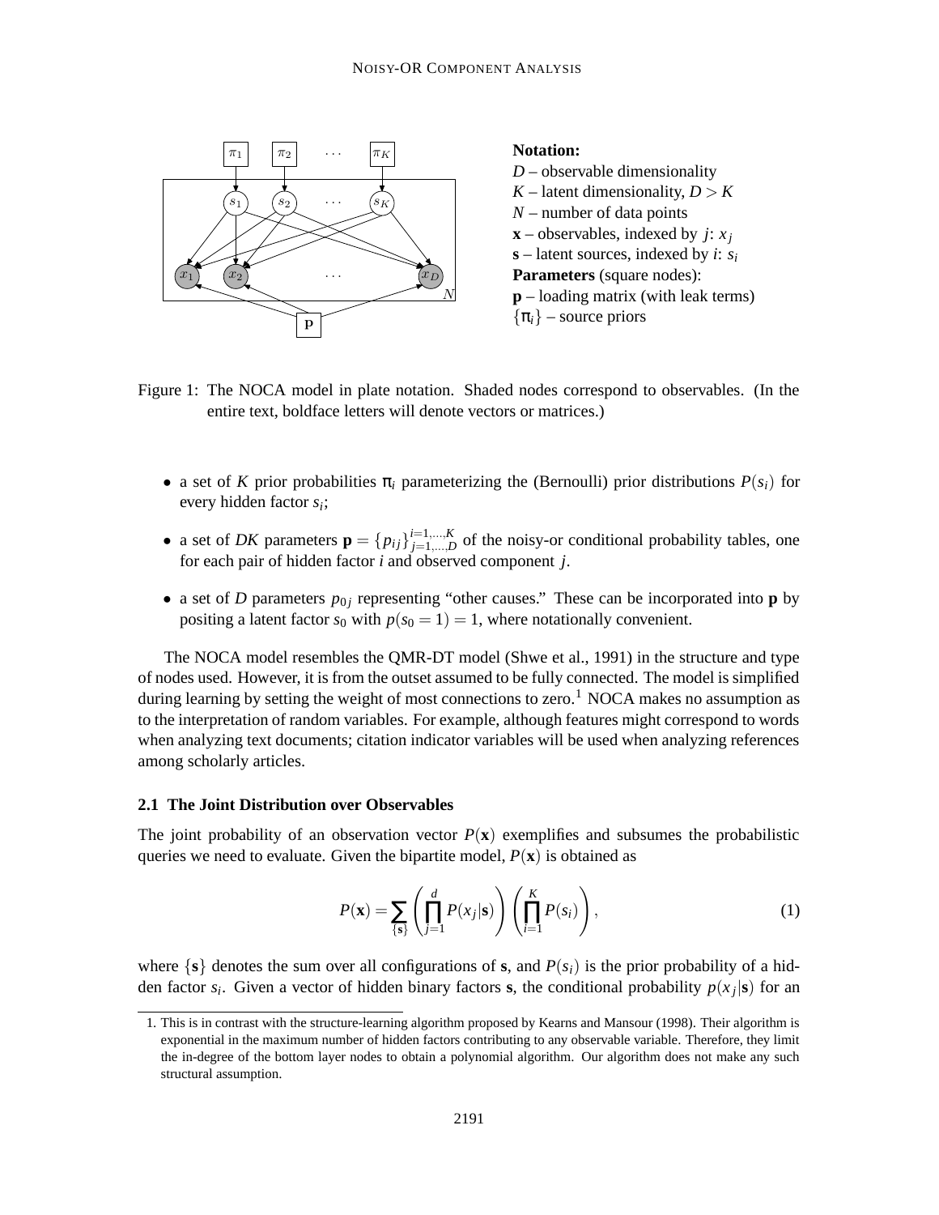**Notation:**
$D$ – observable dimensionality
$K$ – latent dimensionality, $D > K$
$N$ – number of data points
$\mathbf{x}$ – observables, indexed by $j$: $x_j$
$\mathbf{s}$ – latent sources, indexed by $i$: $s_i$
**Parameters** (square nodes):
$\mathbf{p}$ – loading matrix (with leak terms)
$\{\pi_i\}$ – source priors

Figure 1: The NOCA model in plate notation. Shaded nodes correspond to observables. (In the entire text, boldface letters will denote vectors or matrices.)

- a set of $K$ prior probabilities $\pi_i$ parameterizing the (Bernoulli) prior distributions $P(s_i)$ for every hidden factor $s_i$;
- a set of $DK$ parameters $\mathbf{p} = \{p_{ij}\}_{j=1,\ldots,D}^{i=1,\ldots,K}$ of the noisy-or conditional probability tables, one for each pair of hidden factor $i$ and observed component $j$.
- a set of $D$ parameters $p_{0j}$ representing "other causes." These can be incorporated into $\mathbf{p}$ by positing a latent factor $s_0$ with $p(s_0 = 1) = 1$, where notationally convenient.

The NOCA model resembles the QMR-DT model (Shwe et al., 1991) in the structure and type of nodes used. However, it is from the outset assumed to be fully connected. The model is simplified during learning by setting the weight of most connections to zero.[1] NOCA makes no assumption as to the interpretation of random variables. For example, although features might correspond to words when analyzing text documents; citation indicator variables will be used when analyzing references among scholarly articles.

### 2.1 The Joint Distribution over Observables

The joint probability of an observation vector $P(\mathbf{x})$ exemplifies and subsumes the probabilistic queries we need to evaluate. Given the bipartite model, $P(\mathbf{x})$ is obtained as

$$P(\mathbf{x}) = \sum_{\{\mathbf{s}\}} \left( \prod_{j=1}^{d} P(x_j|\mathbf{s}) \right) \left( \prod_{i=1}^{K} P(s_i) \right), \tag{1}$$

where $\{\mathbf{s}\}$ denotes the sum over all configurations of $\mathbf{s}$, and $P(s_i)$ is the prior probability of a hidden factor $s_i$. Given a vector of hidden binary factors $\mathbf{s}$, the conditional probability $p(x_j|\mathbf{s})$ for an

1. This is in contrast with the structure-learning algorithm proposed by Kearns and Mansour (1998). Their algorithm is exponential in the maximum number of hidden factors contributing to any observable variable. Therefore, they limit the in-degree of the bottom layer nodes to obtain a polynomial algorithm. Our algorithm does not make any such structural assumption.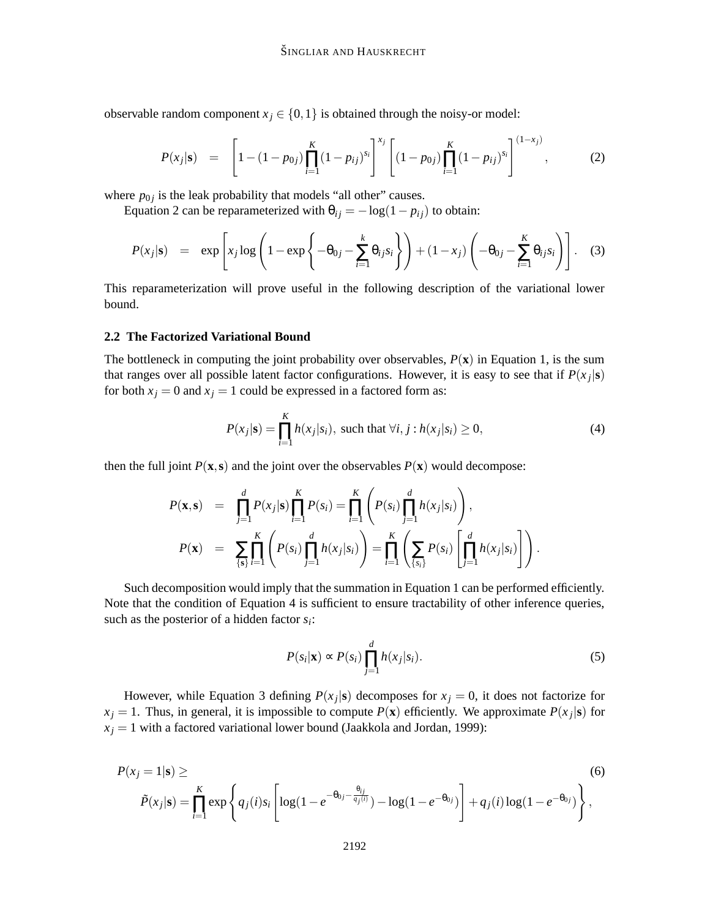observable random component $x_j \in \{0,1\}$ is obtained through the noisy-or model:

$$P(x_j|\mathbf{s}) \quad = \quad \left[1-(1-p_{0j})\prod_{i=1}^{K}(1-p_{ij})^{s_i}\right]^{x_j}\left[(1-p_{0j})\prod_{i=1}^{K}(1-p_{ij})^{s_i}\right]^{(1-x_j)}, \tag{2}$$

where $p_{0j}$ is the leak probability that models "all other" causes.

Equation 2 can be reparameterized with $\theta_{ij} = -\log(1-p_{ij})$ to obtain:

$$P(x_j|\mathbf{s}) \quad = \quad \exp\left[x_j \log\left(1-\exp\left\{-\theta_{0j} - \sum_{i=1}^{k}\theta_{ij}s_i\right\}\right) + (1-x_j)\left(-\theta_{0j} - \sum_{i=1}^{K}\theta_{ij}s_i\right)\right]. \tag{3}$$

This reparameterization will prove useful in the following description of the variational lower bound.

### 2.2 The Factorized Variational Bound

The bottleneck in computing the joint probability over observables, $P(\mathbf{x})$ in Equation 1, is the sum that ranges over all possible latent factor configurations. However, it is easy to see that if $P(x_j|\mathbf{s})$ for both $x_j = 0$ and $x_j = 1$ could be expressed in a factored form as:

$$P(x_j|\mathbf{s}) = \prod_{i=1}^{K} h(x_j|s_i), \text{ such that } \forall i,j : h(x_j|s_i) \geq 0, \tag{4}$$

then the full joint $P(\mathbf{x},\mathbf{s})$ and the joint over the observables $P(\mathbf{x})$ would decompose:

$$\begin{aligned}
P(\mathbf{x},\mathbf{s}) &= \prod_{j=1}^{d} P(x_j|\mathbf{s}) \prod_{i=1}^{K} P(s_i) = \prod_{i=1}^{K}\left(P(s_i)\prod_{j=1}^{d} h(x_j|s_i)\right), \\
P(\mathbf{x}) &= \sum_{\{\mathbf{s}\}} \prod_{i=1}^{K}\left(P(s_i)\prod_{j=1}^{d} h(x_j|s_i)\right) = \prod_{i=1}^{K}\left(\sum_{\{s_i\}} P(s_i)\left[\prod_{j=1}^{d} h(x_j|s_i)\right]\right).
\end{aligned}$$

Such decomposition would imply that the summation in Equation 1 can be performed efficiently. Note that the condition of Equation 4 is sufficient to ensure tractability of other inference queries, such as the posterior of a hidden factor $s_i$:

$$P(s_i|\mathbf{x}) \propto P(s_i)\prod_{j=1}^{d} h(x_j|s_i). \tag{5}$$

However, while Equation 3 defining $P(x_j|\mathbf{s})$ decomposes for $x_j = 0$, it does not factorize for $x_j = 1$. Thus, in general, it is impossible to compute $P(\mathbf{x})$ efficiently. We approximate $P(x_j|\mathbf{s})$ for $x_j = 1$ with a factored variational lower bound (Jaakkola and Jordan, 1999):

$$\begin{aligned}
&P(x_j = 1|\mathbf{s}) \geq \\
&\tilde{P}(x_j|\mathbf{s}) = \prod_{i=1}^{K} \exp\left\{q_j(i)s_i\left[\log(1-e^{-\theta_{0j}-\frac{\theta_{ij}}{q_j(i)}}) - \log(1-e^{-\theta_{0j}})\right] + q_j(i)\log(1-e^{-\theta_{0j}})\right\},
\end{aligned} \tag{6}$$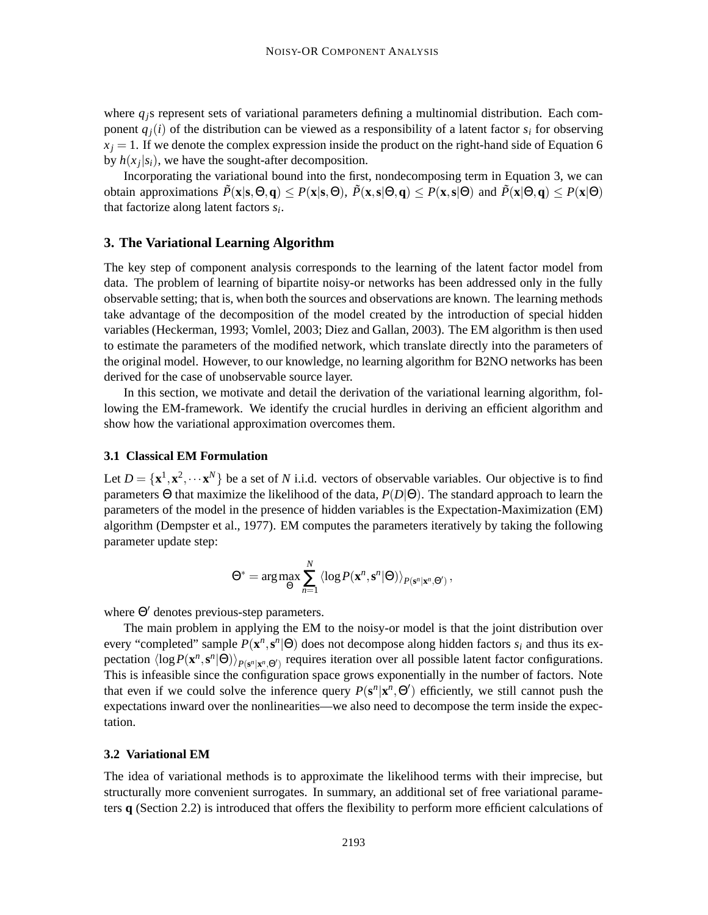where $q_j$s represent sets of variational parameters defining a multinomial distribution. Each component $q_j(i)$ of the distribution can be viewed as a responsibility of a latent factor $s_i$ for observing $x_j = 1$. If we denote the complex expression inside the product on the right-hand side of Equation 6 by $h(x_j|s_i)$, we have the sought-after decomposition.

Incorporating the variational bound into the first, nondecomposing term in Equation 3, we can obtain approximations $\tilde{P}(\mathbf{x}|\mathbf{s},\Theta,\mathbf{q}) \leq P(\mathbf{x}|\mathbf{s},\Theta)$, $\tilde{P}(\mathbf{x},\mathbf{s}|\Theta,\mathbf{q}) \leq P(\mathbf{x},\mathbf{s}|\Theta)$ and $\tilde{P}(\mathbf{x}|\Theta,\mathbf{q}) \leq P(\mathbf{x}|\Theta)$ that factorize along latent factors $s_i$.

## 3. The Variational Learning Algorithm

The key step of component analysis corresponds to the learning of the latent factor model from data. The problem of learning of bipartite noisy-or networks has been addressed only in the fully observable setting; that is, when both the sources and observations are known. The learning methods take advantage of the decomposition of the model created by the introduction of special hidden variables (Heckerman, 1993; Vomlel, 2003; Diez and Gallan, 2003). The EM algorithm is then used to estimate the parameters of the modified network, which translate directly into the parameters of the original model. However, to our knowledge, no learning algorithm for B2NO networks has been derived for the case of unobservable source layer.

In this section, we motivate and detail the derivation of the variational learning algorithm, following the EM-framework. We identify the crucial hurdles in deriving an efficient algorithm and show how the variational approximation overcomes them.

### 3.1 Classical EM Formulation

Let $D = \{\mathbf{x}^1, \mathbf{x}^2, \cdots \mathbf{x}^N\}$ be a set of $N$ i.i.d. vectors of observable variables. Our objective is to find parameters $\Theta$ that maximize the likelihood of the data, $P(D|\Theta)$. The standard approach to learn the parameters of the model in the presence of hidden variables is the Expectation-Maximization (EM) algorithm (Dempster et al., 1977). EM computes the parameters iteratively by taking the following parameter update step:

$$\Theta^* = \arg\max_{\Theta} \sum_{n=1}^{N} \langle \log P(\mathbf{x}^n, \mathbf{s}^n|\Theta) \rangle_{P(\mathbf{s}^n|\mathbf{x}^n,\Theta')},$$

where $\Theta'$ denotes previous-step parameters.

The main problem in applying the EM to the noisy-or model is that the joint distribution over every "completed" sample $P(\mathbf{x}^n, \mathbf{s}^n|\Theta)$ does not decompose along hidden factors $s_i$ and thus its expectation $\langle \log P(\mathbf{x}^n, \mathbf{s}^n|\Theta) \rangle_{P(\mathbf{s}^n|\mathbf{x}^n,\Theta')}$ requires iteration over all possible latent factor configurations. This is infeasible since the configuration space grows exponentially in the number of factors. Note that even if we could solve the inference query $P(\mathbf{s}^n|\mathbf{x}^n, \Theta')$ efficiently, we still cannot push the expectations inward over the nonlinearities—we also need to decompose the term inside the expectation.

### 3.2 Variational EM

The idea of variational methods is to approximate the likelihood terms with their imprecise, but structurally more convenient surrogates. In summary, an additional set of free variational parameters $\mathbf{q}$ (Section 2.2) is introduced that offers the flexibility to perform more efficient calculations of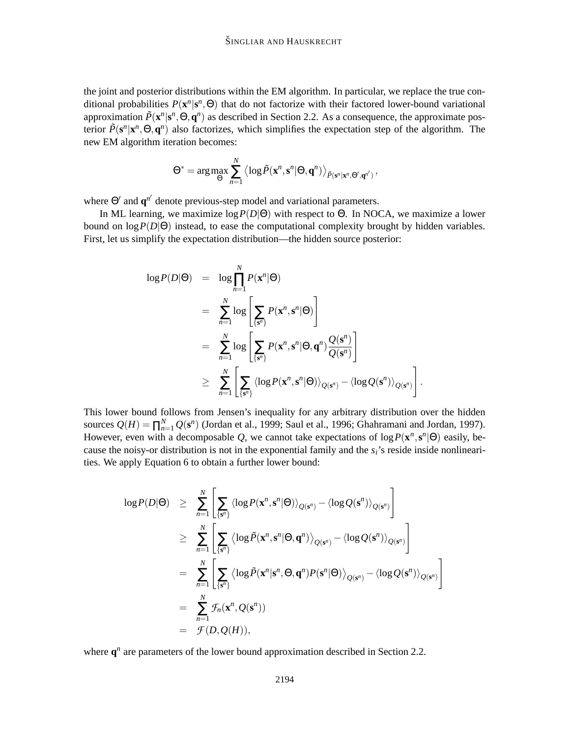the joint and posterior distributions within the EM algorithm. In particular, we replace the true conditional probabilities $P(\mathbf{x}^n|\mathbf{s}^n, \Theta)$ that do not factorize with their factored lower-bound variational approximation $\tilde{P}(\mathbf{x}^n|\mathbf{s}^n, \Theta, \mathbf{q}^n)$ as described in Section 2.2. As a consequence, the approximate posterior $\tilde{P}(\mathbf{s}^n|\mathbf{x}^n, \Theta, \mathbf{q}^n)$ also factorizes, which simplifies the expectation step of the algorithm. The new EM algorithm iteration becomes:

$$\Theta^* = \arg\max_{\Theta} \sum_{n=1}^{N} \left\langle \log \tilde{P}(\mathbf{x}^n, \mathbf{s}^n|\Theta, \mathbf{q}^n) \right\rangle_{\tilde{P}(\mathbf{s}^n|\mathbf{x}^n, \Theta', \mathbf{q}^{n'})},$$

where $\Theta'$ and $\mathbf{q}^{n'}$ denote previous-step model and variational parameters.

In ML learning, we maximize $\log P(D|\Theta)$ with respect to $\Theta$. In NOCA, we maximize a lower bound on $\log P(D|\Theta)$ instead, to ease the computational complexity brought by hidden variables. First, let us simplify the expectation distribution—the hidden source posterior:

$$\begin{aligned}
\log P(D|\Theta) &= \log \prod_{n=1}^{N} P(\mathbf{x}^n|\Theta) \\
&= \sum_{n=1}^{N} \log \left[ \sum_{\{\mathbf{s}^n\}} P(\mathbf{x}^n, \mathbf{s}^n|\Theta) \right] \\
&= \sum_{n=1}^{N} \log \left[ \sum_{\{\mathbf{s}^n\}} P(\mathbf{x}^n, \mathbf{s}^n|\Theta, \mathbf{q}^n) \frac{Q(\mathbf{s}^n)}{Q(\mathbf{s}^n)} \right] \\
&\geq \sum_{n=1}^{N} \left[ \sum_{\{\mathbf{s}^n\}} \langle \log P(\mathbf{x}^n, \mathbf{s}^n|\Theta) \rangle_{Q(\mathbf{s}^n)} - \langle \log Q(\mathbf{s}^n) \rangle_{Q(\mathbf{s}^n)} \right].
\end{aligned}$$

This lower bound follows from Jensen's inequality for any arbitrary distribution over the hidden sources $Q(H) = \prod_{n=1}^{N} Q(\mathbf{s}^n)$ (Jordan et al., 1999; Saul et al., 1996; Ghahramani and Jordan, 1997). However, even with a decomposable $Q$, we cannot take expectations of $\log P(\mathbf{x}^n, \mathbf{s}^n|\Theta)$ easily, because the noisy-or distribution is not in the exponential family and the $s_i$'s reside inside nonlinearities. We apply Equation 6 to obtain a further lower bound:

$$\begin{aligned}
\log P(D|\Theta) &\geq \sum_{n=1}^{N} \left[ \sum_{\{\mathbf{s}^n\}} \langle \log P(\mathbf{x}^n, \mathbf{s}^n|\Theta) \rangle_{Q(\mathbf{s}^n)} - \langle \log Q(\mathbf{s}^n) \rangle_{Q(\mathbf{s}^n)} \right] \\
&\geq \sum_{n=1}^{N} \left[ \sum_{\{\mathbf{s}^n\}} \left\langle \log \tilde{P}(\mathbf{x}^n, \mathbf{s}^n|\Theta, \mathbf{q}^n) \right\rangle_{Q(\mathbf{s}^n)} - \langle \log Q(\mathbf{s}^n) \rangle_{Q(\mathbf{s}^n)} \right] \\
&= \sum_{n=1}^{N} \left[ \sum_{\{\mathbf{s}^n\}} \left\langle \log \tilde{P}(\mathbf{x}^n|\mathbf{s}^n, \Theta, \mathbf{q}^n) P(\mathbf{s}^n|\Theta) \right\rangle_{Q(\mathbf{s}^n)} - \langle \log Q(\mathbf{s}^n) \rangle_{Q(\mathbf{s}^n)} \right] \\
&= \sum_{n=1}^{N} \mathcal{F}_n(\mathbf{x}^n, Q(\mathbf{s}^n)) \\
&= \mathcal{F}(D, Q(H)),
\end{aligned}$$

where $\mathbf{q}^n$ are parameters of the lower bound approximation described in Section 2.2.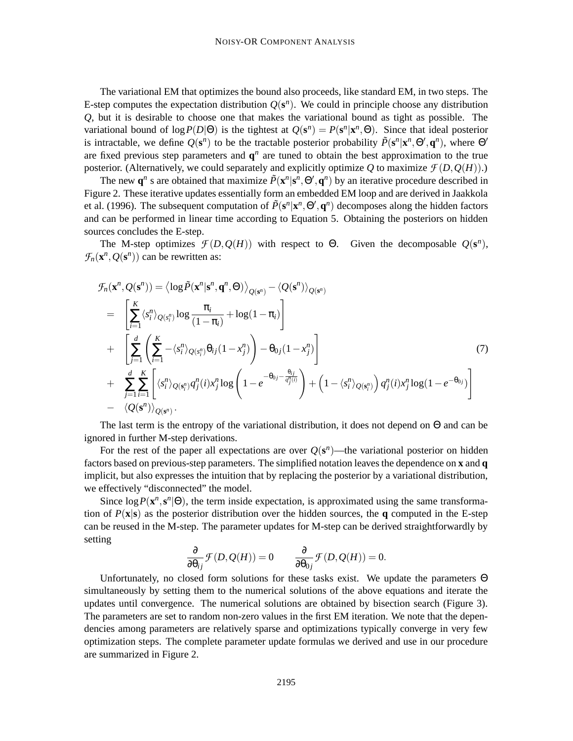The variational EM that optimizes the bound also proceeds, like standard EM, in two steps. The E-step computes the expectation distribution $Q(\mathbf{s}^n)$. We could in principle choose any distribution $Q$, but it is desirable to choose one that makes the variational bound as tight as possible. The variational bound of $\log P(D|\Theta)$ is the tightest at $Q(\mathbf{s}^n) = P(\mathbf{s}^n|\mathbf{x}^n, \Theta)$. Since that ideal posterior is intractable, we define $Q(\mathbf{s}^n)$ to be the tractable posterior probability $\tilde{P}(\mathbf{s}^n|\mathbf{x}^n, \Theta', \mathbf{q}^n)$, where $\Theta'$ are fixed previous step parameters and $\mathbf{q}^n$ are tuned to obtain the best approximation to the true posterior. (Alternatively, we could separately and explicitly optimize $Q$ to maximize $\mathcal{F}(D, Q(H))$.)

The new $\mathbf{q}^n$ s are obtained that maximize $\tilde{P}(\mathbf{x}^n|\mathbf{s}^n, \Theta', \mathbf{q}^n)$ by an iterative procedure described in Figure 2. These iterative updates essentially form an embedded EM loop and are derived in Jaakkola et al. (1996). The subsequent computation of $\tilde{P}(\mathbf{s}^n|\mathbf{x}^n, \Theta', \mathbf{q}^n)$ decomposes along the hidden factors and can be performed in linear time according to Equation 5. Obtaining the posteriors on hidden sources concludes the E-step.

The M-step optimizes $\mathcal{F}(D, Q(H))$ with respect to $\Theta$. Given the decomposable $Q(\mathbf{s}^n)$, $\mathcal{F}_n(\mathbf{x}^n, Q(\mathbf{s}^n))$ can be rewritten as:

$$
\begin{aligned}
\mathcal{F}_n(\mathbf{x}^n, Q(\mathbf{s}^n)) &= \left\langle \log \tilde{P}(\mathbf{x}^n|\mathbf{s}^n, \mathbf{q}^n, \Theta) \right\rangle_{Q(\mathbf{s}^n)} - \langle Q(\mathbf{s}^n) \rangle_{Q(\mathbf{s}^n)} \\
&= \left[ \sum_{i=1}^{K} \langle s_i^n \rangle_{Q(s_i^n)} \log \frac{\pi_i}{(1-\pi_i)} + \log(1-\pi_i) \right] \\
&+ \left[ \sum_{j=1}^{d} \left( \sum_{i=1}^{K} -\langle s_i^n \rangle_{Q(s_i^n)} \theta_{ij} (1 - x_j^n) \right) - \theta_{0j}(1 - x_j^n) \right] \\
&+ \sum_{j=1}^{d} \sum_{i=1}^{K} \left[ \langle s_i^n \rangle_{Q(\mathbf{s}_i^n)} q_j^n(i) x_j^n \log \left( 1 - e^{-\theta_{0j} - \frac{\theta_{ij}}{q_j^n(i)}} \right) + \left( 1 - \langle s_i^n \rangle_{Q(\mathbf{s}_i^n)} \right) q_j^n(i) x_j^n \log(1 - e^{-\theta_{0j}}) \right] \\
&- \langle Q(\mathbf{s}^n) \rangle_{Q(\mathbf{s}^n)} .
\end{aligned} \tag{7}
$$

The last term is the entropy of the variational distribution, it does not depend on $\Theta$ and can be ignored in further M-step derivations.

For the rest of the paper all expectations are over $Q(\mathbf{s}^n)$—the variational posterior on hidden factors based on previous-step parameters. The simplified notation leaves the dependence on $\mathbf{x}$ and $\mathbf{q}$ implicit, but also expresses the intuition that by replacing the posterior by a variational distribution, we effectively "disconnected" the model.

Since $\log P(\mathbf{x}^n, \mathbf{s}^n|\Theta)$, the term inside expectation, is approximated using the same transformation of $P(\mathbf{x}|\mathbf{s})$ as the posterior distribution over the hidden sources, the $\mathbf{q}$ computed in the E-step can be reused in the M-step. The parameter updates for M-step can be derived straightforwardly by setting

$$
\frac{\partial}{\partial \theta_{ij}} \mathcal{F}(D, Q(H)) = 0 \qquad \frac{\partial}{\partial \theta_{0j}} \mathcal{F}(D, Q(H)) = 0.
$$

Unfortunately, no closed form solutions for these tasks exist. We update the parameters $\Theta$ simultaneously by setting them to the numerical solutions of the above equations and iterate the updates until convergence. The numerical solutions are obtained by bisection search (Figure 3). The parameters are set to random non-zero values in the first EM iteration. We note that the dependencies among parameters are relatively sparse and optimizations typically converge in very few optimization steps. The complete parameter update formulas we derived and use in our procedure are summarized in Figure 2.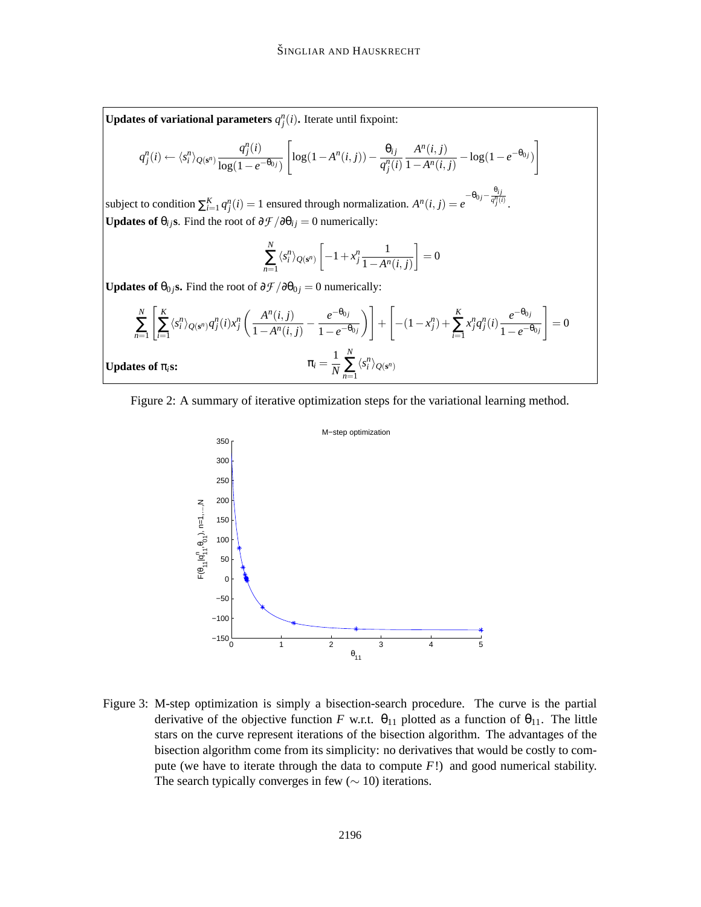**Updates of variational parameters** $q_j^n(i)$**.** Iterate until fixpoint:

$$q_j^n(i) \leftarrow \langle s_i^n \rangle_{Q(\mathbf{s}^n)} \frac{q_j^n(i)}{\log(1-e^{-\theta_{0j}})} \left[ \log(1-A^n(i,j)) - \frac{\theta_{ij}}{q_j^n(i)} \frac{A^n(i,j)}{1-A^n(i,j)} - \log(1-e^{-\theta_{0j}}) \right]$$

subject to condition $\sum_{i=1}^{K} q_j^n(i) = 1$ ensured through normalization. $A^n(i,j) = e^{-\theta_{0j} - \frac{\theta_{ij}}{q_j^n(i)}}$.

**Updates of** $\theta_{ij}$**s**. Find the root of $\partial\mathcal{F}/\partial\theta_{ij} = 0$ numerically:

$$\sum_{n=1}^{N} \langle s_i^n \rangle_{Q(\mathbf{s}^n)} \left[ -1 + x_j^n \frac{1}{1-A^n(i,j)} \right] = 0$$

**Updates of** $\theta_{0j}$**s.** Find the root of $\partial\mathcal{F}/\partial\theta_{0j} = 0$ numerically:

$$\sum_{n=1}^{N} \left[ \sum_{i=1}^{K} \langle s_i^n \rangle_{Q(\mathbf{s}^n)} q_j^n(i) x_j^n \left( \frac{A^n(i,j)}{1-A^n(i,j)} - \frac{e^{-\theta_{0j}}}{1-e^{-\theta_{0j}}} \right) \right] + \left[ -(1-x_j^n) + \sum_{i=1}^{K} x_j^n q_j^n(i) \frac{e^{-\theta_{0j}}}{1-e^{-\theta_{0j}}} \right] = 0$$

**Updates of** $\pi_i$**s:**

$$\pi_i = \frac{1}{N} \sum_{n=1}^{N} \langle s_i^n \rangle_{Q(\mathbf{s}^n)}$$

Figure 2: A summary of iterative optimization steps for the variational learning method.

Figure 3: M-step optimization is simply a bisection-search procedure. The curve is the partial derivative of the objective function $F$ w.r.t. $\theta_{11}$ plotted as a function of $\theta_{11}$. The little stars on the curve represent iterations of the bisection algorithm. The advantages of the bisection algorithm come from its simplicity: no derivatives that would be costly to compute (we have to iterate through the data to compute $F$!) and good numerical stability. The search typically converges in few ($\sim 10$) iterations.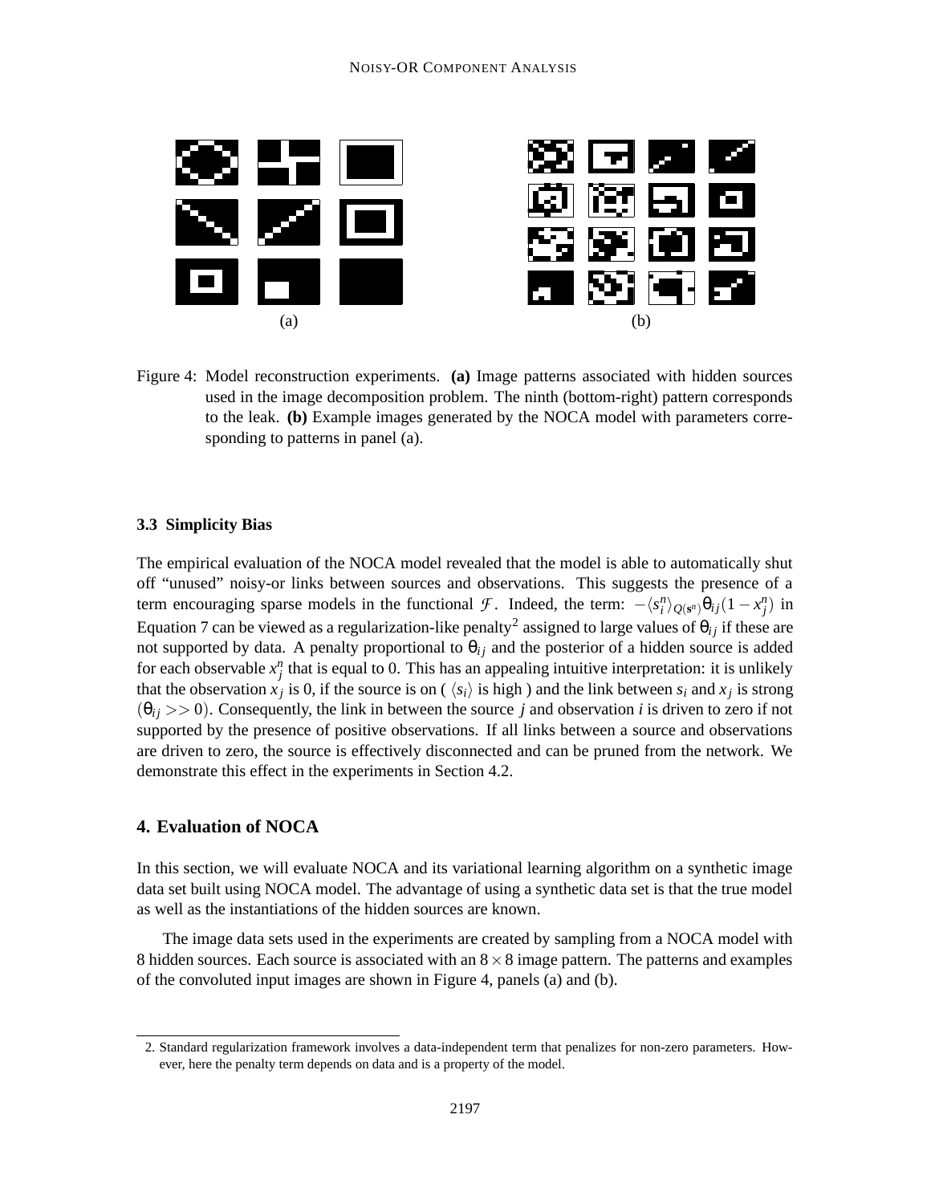Figure 4: Model reconstruction experiments. **(a)** Image patterns associated with hidden sources used in the image decomposition problem. The ninth (bottom-right) pattern corresponds to the leak. **(b)** Example images generated by the NOCA model with parameters corresponding to patterns in panel (a).

### 3.3 Simplicity Bias

The empirical evaluation of the NOCA model revealed that the model is able to automatically shut off "unused" noisy-or links between sources and observations. This suggests the presence of a term encouraging sparse models in the functional $\mathcal{F}$. Indeed, the term: $-\langle s_i^n \rangle_{Q(\mathbf{s}^n)} \theta_{ij}(1 - x_j^n)$ in Equation 7 can be viewed as a regularization-like penalty[2] assigned to large values of $\theta_{ij}$ if these are not supported by data. A penalty proportional to $\theta_{ij}$ and the posterior of a hidden source is added for each observable $x_j^n$ that is equal to 0. This has an appealing intuitive interpretation: it is unlikely that the observation $x_j$ is 0, if the source is on ( $\langle s_i \rangle$ is high ) and the link between $s_i$ and $x_j$ is strong ($\theta_{ij} >> 0$). Consequently, the link in between the source $j$ and observation $i$ is driven to zero if not supported by the presence of positive observations. If all links between a source and observations are driven to zero, the source is effectively disconnected and can be pruned from the network. We demonstrate this effect in the experiments in Section 4.2.

## 4. Evaluation of NOCA

In this section, we will evaluate NOCA and its variational learning algorithm on a synthetic image data set built using NOCA model. The advantage of using a synthetic data set is that the true model as well as the instantiations of the hidden sources are known.

The image data sets used in the experiments are created by sampling from a NOCA model with 8 hidden sources. Each source is associated with an $8 \times 8$ image pattern. The patterns and examples of the convoluted input images are shown in Figure 4, panels (a) and (b).

2. Standard regularization framework involves a data-independent term that penalizes for non-zero parameters. However, here the penalty term depends on data and is a property of the model.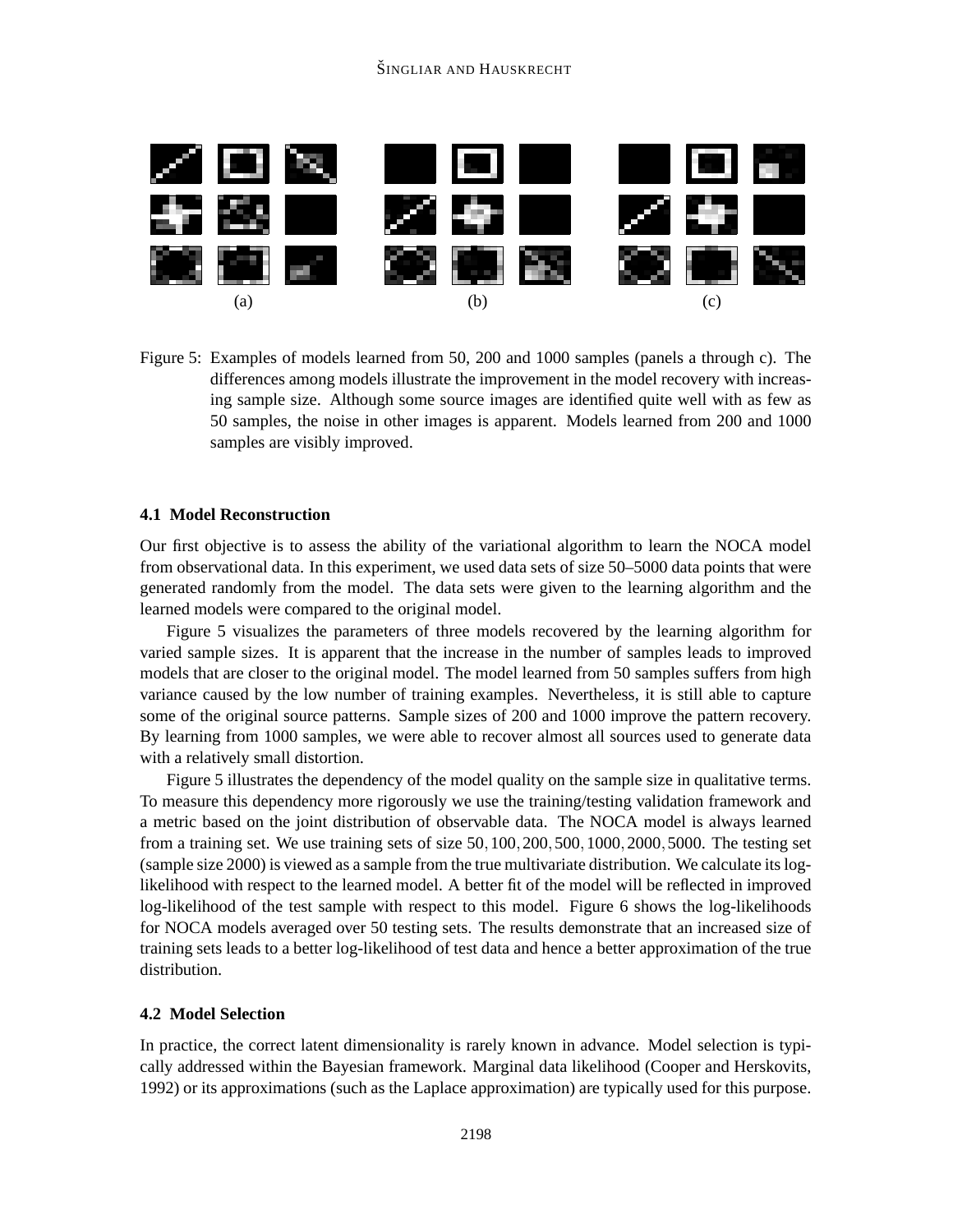(a) (b) (c)

Figure 5: Examples of models learned from 50, 200 and 1000 samples (panels a through c). The differences among models illustrate the improvement in the model recovery with increasing sample size. Although some source images are identified quite well with as few as 50 samples, the noise in other images is apparent. Models learned from 200 and 1000 samples are visibly improved.

### 4.1 Model Reconstruction

Our first objective is to assess the ability of the variational algorithm to learn the NOCA model from observational data. In this experiment, we used data sets of size 50–5000 data points that were generated randomly from the model. The data sets were given to the learning algorithm and the learned models were compared to the original model.

Figure 5 visualizes the parameters of three models recovered by the learning algorithm for varied sample sizes. It is apparent that the increase in the number of samples leads to improved models that are closer to the original model. The model learned from 50 samples suffers from high variance caused by the low number of training examples. Nevertheless, it is still able to capture some of the original source patterns. Sample sizes of 200 and 1000 improve the pattern recovery. By learning from 1000 samples, we were able to recover almost all sources used to generate data with a relatively small distortion.

Figure 5 illustrates the dependency of the model quality on the sample size in qualitative terms. To measure this dependency more rigorously we use the training/testing validation framework and a metric based on the joint distribution of observable data. The NOCA model is always learned from a training set. We use training sets of size $50, 100, 200, 500, 1000, 2000, 5000$. The testing set (sample size 2000) is viewed as a sample from the true multivariate distribution. We calculate its log-likelihood with respect to the learned model. A better fit of the model will be reflected in improved log-likelihood of the test sample with respect to this model. Figure 6 shows the log-likelihoods for NOCA models averaged over 50 testing sets. The results demonstrate that an increased size of training sets leads to a better log-likelihood of test data and hence a better approximation of the true distribution.

### 4.2 Model Selection

In practice, the correct latent dimensionality is rarely known in advance. Model selection is typically addressed within the Bayesian framework. Marginal data likelihood (Cooper and Herskovits, 1992) or its approximations (such as the Laplace approximation) are typically used for this purpose.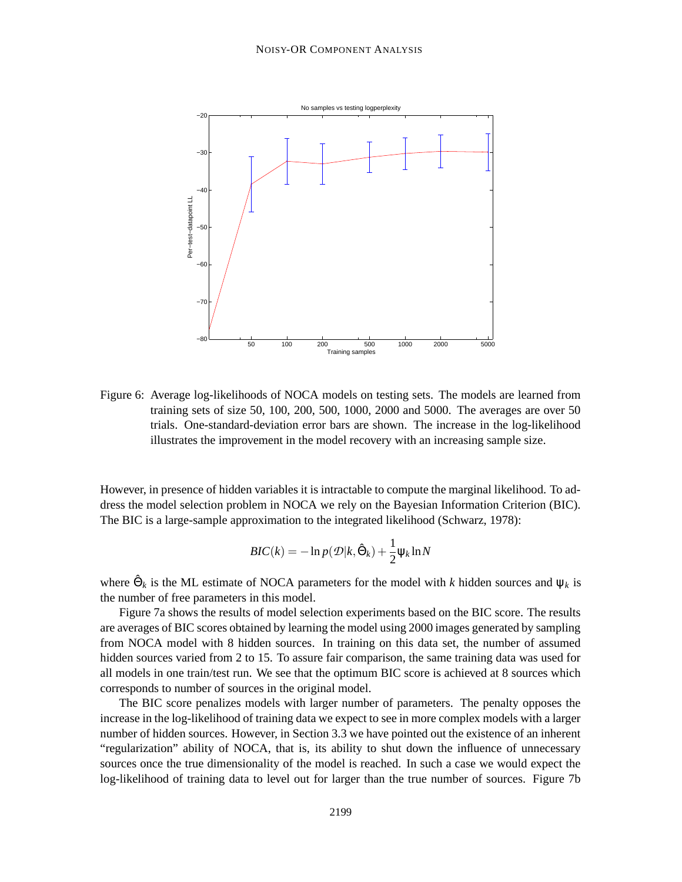Figure 6: Average log-likelihoods of NOCA models on testing sets. The models are learned from training sets of size 50, 100, 200, 500, 1000, 2000 and 5000. The averages are over 50 trials. One-standard-deviation error bars are shown. The increase in the log-likelihood illustrates the improvement in the model recovery with an increasing sample size.

However, in presence of hidden variables it is intractable to compute the marginal likelihood. To address the model selection problem in NOCA we rely on the Bayesian Information Criterion (BIC). The BIC is a large-sample approximation to the integrated likelihood (Schwarz, 1978):

$$BIC(k) = -\ln p(\mathcal{D}|k, \hat{\Theta}_k) + \frac{1}{2}\psi_k \ln N$$

where $\hat{\Theta}_k$ is the ML estimate of NOCA parameters for the model with $k$ hidden sources and $\psi_k$ is the number of free parameters in this model.

Figure 7a shows the results of model selection experiments based on the BIC score. The results are averages of BIC scores obtained by learning the model using 2000 images generated by sampling from NOCA model with 8 hidden sources. In training on this data set, the number of assumed hidden sources varied from 2 to 15. To assure fair comparison, the same training data was used for all models in one train/test run. We see that the optimum BIC score is achieved at 8 sources which corresponds to number of sources in the original model.

The BIC score penalizes models with larger number of parameters. The penalty opposes the increase in the log-likelihood of training data we expect to see in more complex models with a larger number of hidden sources. However, in Section 3.3 we have pointed out the existence of an inherent "regularization" ability of NOCA, that is, its ability to shut down the influence of unnecessary sources once the true dimensionality of the model is reached. In such a case we would expect the log-likelihood of training data to level out for larger than the true number of sources. Figure 7b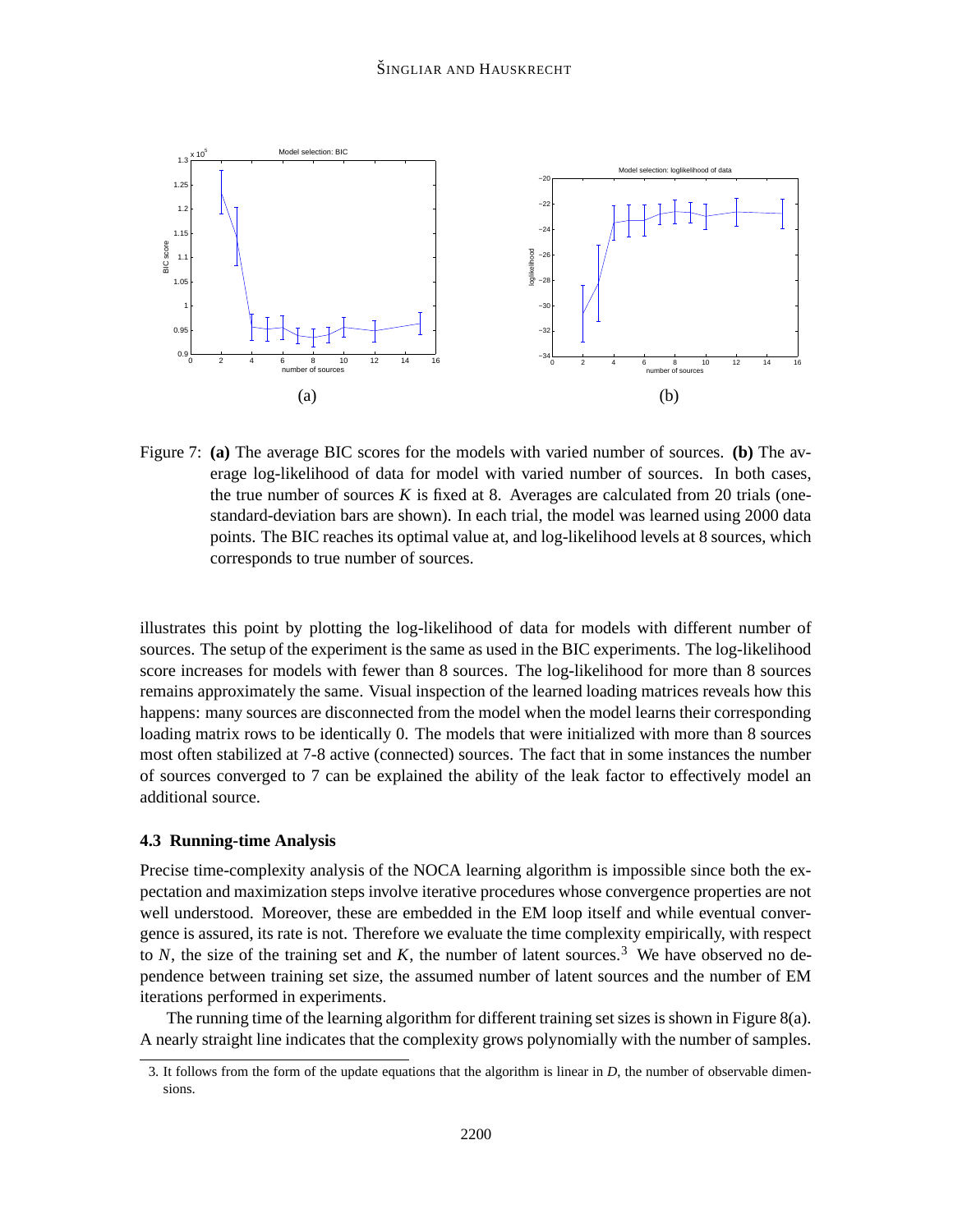Figure 7: **(a)** The average BIC scores for the models with varied number of sources. **(b)** The average log-likelihood of data for model with varied number of sources. In both cases, the true number of sources $K$ is fixed at 8. Averages are calculated from 20 trials (one-standard-deviation bars are shown). In each trial, the model was learned using 2000 data points. The BIC reaches its optimal value at, and log-likelihood levels at 8 sources, which corresponds to true number of sources.

illustrates this point by plotting the log-likelihood of data for models with different number of sources. The setup of the experiment is the same as used in the BIC experiments. The log-likelihood score increases for models with fewer than 8 sources. The log-likelihood for more than 8 sources remains approximately the same. Visual inspection of the learned loading matrices reveals how this happens: many sources are disconnected from the model when the model learns their corresponding loading matrix rows to be identically 0. The models that were initialized with more than 8 sources most often stabilized at 7-8 active (connected) sources. The fact that in some instances the number of sources converged to 7 can be explained the ability of the leak factor to effectively model an additional source.

### 4.3 Running-time Analysis

Precise time-complexity analysis of the NOCA learning algorithm is impossible since both the expectation and maximization steps involve iterative procedures whose convergence properties are not well understood. Moreover, these are embedded in the EM loop itself and while eventual convergence is assured, its rate is not. Therefore we evaluate the time complexity empirically, with respect to $N$, the size of the training set and $K$, the number of latent sources.[3] We have observed no dependence between training set size, the assumed number of latent sources and the number of EM iterations performed in experiments.

The running time of the learning algorithm for different training set sizes is shown in Figure 8(a). A nearly straight line indicates that the complexity grows polynomially with the number of samples.

3. It follows from the form of the update equations that the algorithm is linear in $D$, the number of observable dimensions.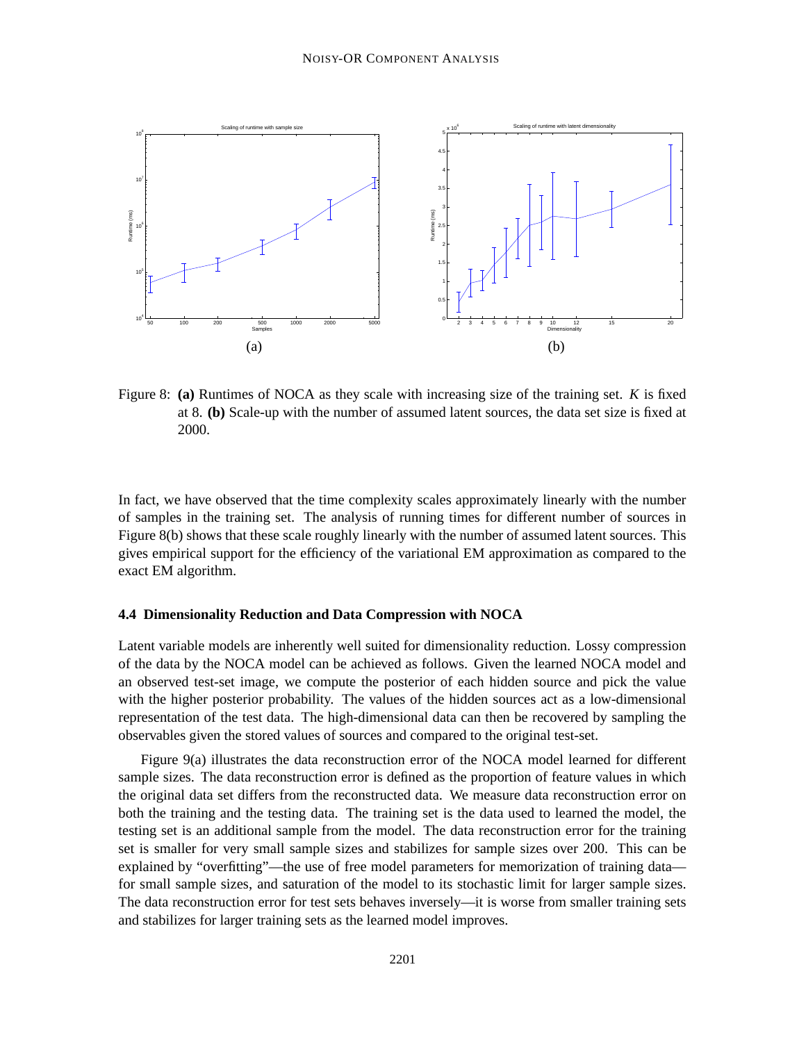Figure 8: **(a)** Runtimes of NOCA as they scale with increasing size of the training set. $K$ is fixed at 8. **(b)** Scale-up with the number of assumed latent sources, the data set size is fixed at 2000.

In fact, we have observed that the time complexity scales approximately linearly with the number of samples in the training set. The analysis of running times for different number of sources in Figure 8(b) shows that these scale roughly linearly with the number of assumed latent sources. This gives empirical support for the efficiency of the variational EM approximation as compared to the exact EM algorithm.

### 4.4 Dimensionality Reduction and Data Compression with NOCA

Latent variable models are inherently well suited for dimensionality reduction. Lossy compression of the data by the NOCA model can be achieved as follows. Given the learned NOCA model and an observed test-set image, we compute the posterior of each hidden source and pick the value with the higher posterior probability. The values of the hidden sources act as a low-dimensional representation of the test data. The high-dimensional data can then be recovered by sampling the observables given the stored values of sources and compared to the original test-set.

Figure 9(a) illustrates the data reconstruction error of the NOCA model learned for different sample sizes. The data reconstruction error is defined as the proportion of feature values in which the original data set differs from the reconstructed data. We measure data reconstruction error on both the training and the testing data. The training set is the data used to learned the model, the testing set is an additional sample from the model. The data reconstruction error for the training set is smaller for very small sample sizes and stabilizes for sample sizes over 200. This can be explained by "overfitting"—the use of free model parameters for memorization of training data—for small sample sizes, and saturation of the model to its stochastic limit for larger sample sizes. The data reconstruction error for test sets behaves inversely—it is worse from smaller training sets and stabilizes for larger training sets as the learned model improves.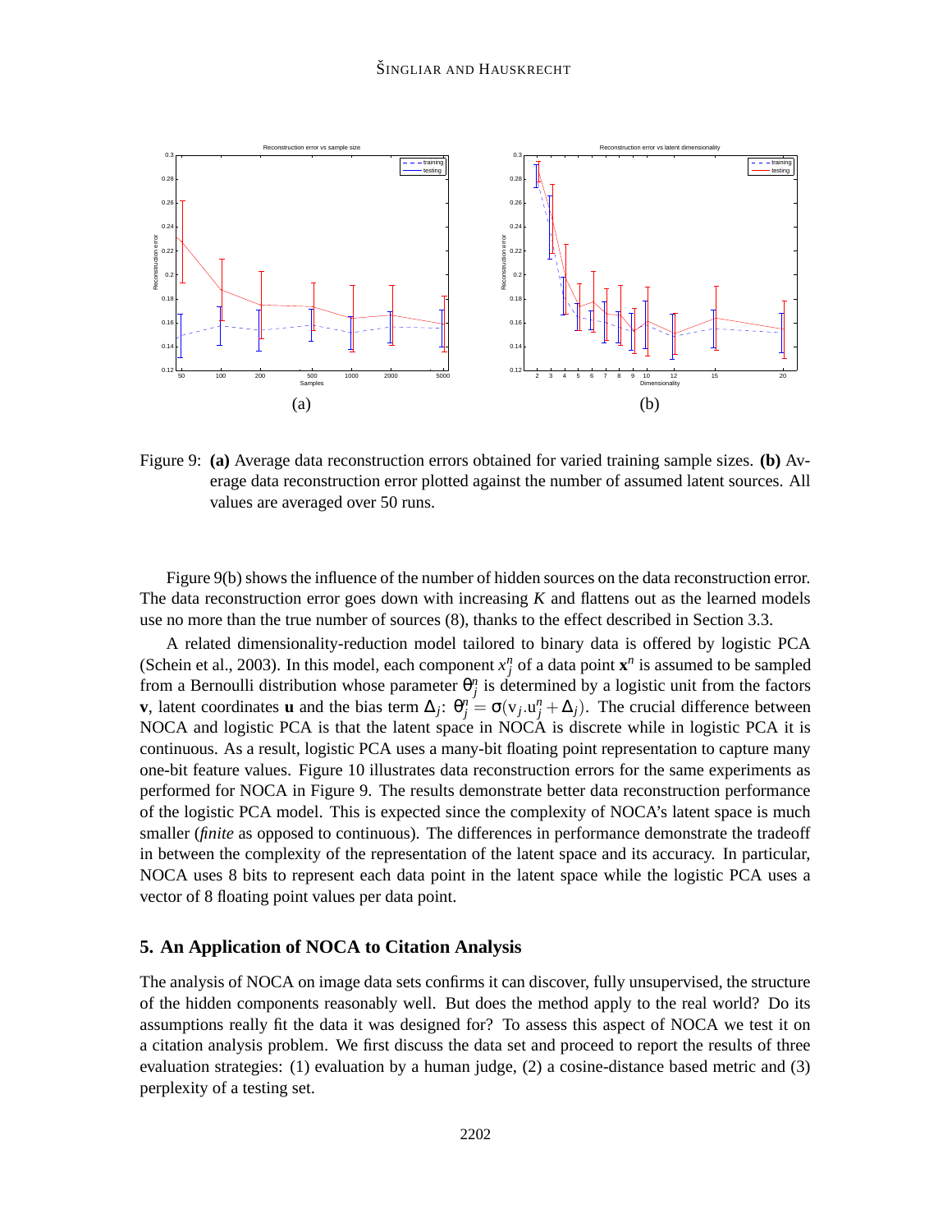Figure 9: **(a)** Average data reconstruction errors obtained for varied training sample sizes. **(b)** Average data reconstruction error plotted against the number of assumed latent sources. All values are averaged over 50 runs.

Figure 9(b) shows the influence of the number of hidden sources on the data reconstruction error. The data reconstruction error goes down with increasing $K$ and flattens out as the learned models use no more than the true number of sources (8), thanks to the effect described in Section 3.3.

A related dimensionality-reduction model tailored to binary data is offered by logistic PCA (Schein et al., 2003). In this model, each component $x_j^n$ of a data point $\mathbf{x}^n$ is assumed to be sampled from a Bernoulli distribution whose parameter $\theta_j^n$ is determined by a logistic unit from the factors $\mathbf{v}$, latent coordinates $\mathbf{u}$ and the bias term $\Delta_j$: $\theta_j^n = \sigma(\mathrm{v}_j.\mathrm{u}_j^n + \Delta_j)$. The crucial difference between NOCA and logistic PCA is that the latent space in NOCA is discrete while in logistic PCA it is continuous. As a result, logistic PCA uses a many-bit floating point representation to capture many one-bit feature values. Figure 10 illustrates data reconstruction errors for the same experiments as performed for NOCA in Figure 9. The results demonstrate better data reconstruction performance of the logistic PCA model. This is expected since the complexity of NOCA's latent space is much smaller (*finite* as opposed to continuous). The differences in performance demonstrate the tradeoff in between the complexity of the representation of the latent space and its accuracy. In particular, NOCA uses 8 bits to represent each data point in the latent space while the logistic PCA uses a vector of 8 floating point values per data point.

## 5. An Application of NOCA to Citation Analysis

The analysis of NOCA on image data sets confirms it can discover, fully unsupervised, the structure of the hidden components reasonably well. But does the method apply to the real world? Do its assumptions really fit the data it was designed for? To assess this aspect of NOCA we test it on a citation analysis problem. We first discuss the data set and proceed to report the results of three evaluation strategies: (1) evaluation by a human judge, (2) a cosine-distance based metric and (3) perplexity of a testing set.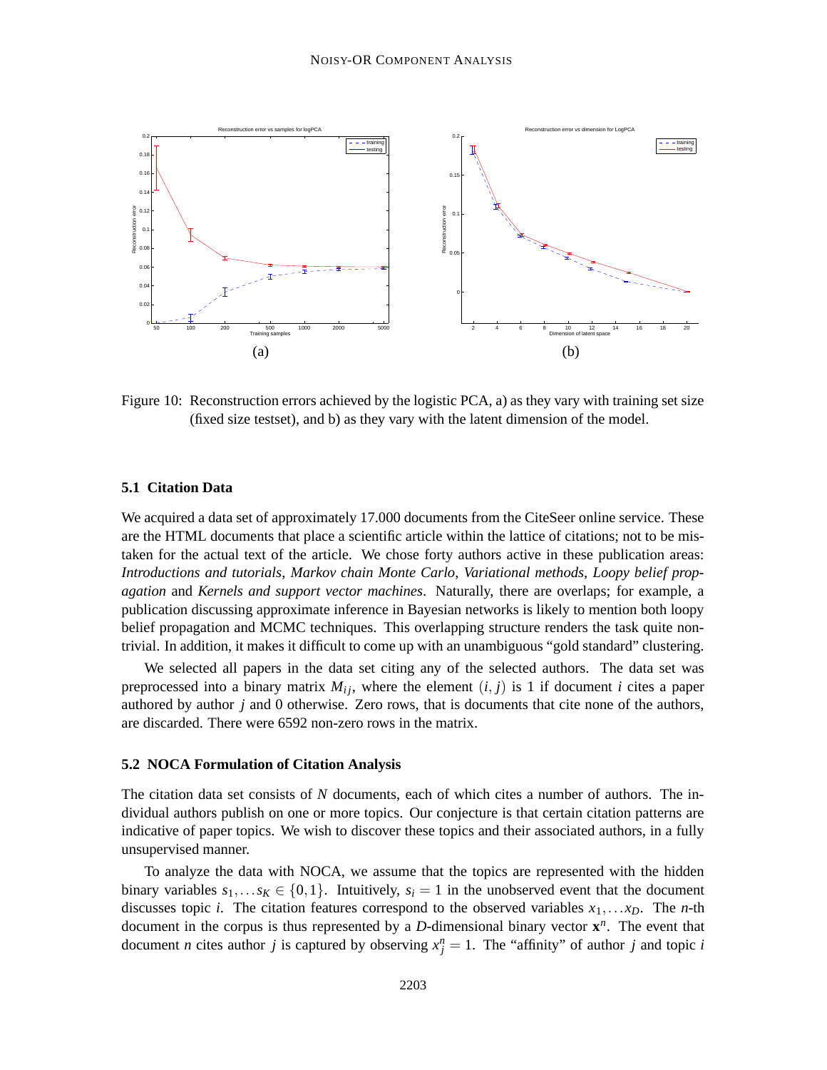Figure 10: Reconstruction errors achieved by the logistic PCA, a) as they vary with training set size (fixed size testset), and b) as they vary with the latent dimension of the model.

### 5.1 Citation Data

We acquired a data set of approximately 17.000 documents from the CiteSeer online service. These are the HTML documents that place a scientific article within the lattice of citations; not to be mistaken for the actual text of the article. We chose forty authors active in these publication areas: *Introductions and tutorials*, *Markov chain Monte Carlo*, *Variational methods*, *Loopy belief propagation* and *Kernels and support vector machines*. Naturally, there are overlaps; for example, a publication discussing approximate inference in Bayesian networks is likely to mention both loopy belief propagation and MCMC techniques. This overlapping structure renders the task quite nontrivial. In addition, it makes it difficult to come up with an unambiguous "gold standard" clustering.

We selected all papers in the data set citing any of the selected authors. The data set was preprocessed into a binary matrix $M_{ij}$, where the element $(i, j)$ is 1 if document $i$ cites a paper authored by author $j$ and 0 otherwise. Zero rows, that is documents that cite none of the authors, are discarded. There were 6592 non-zero rows in the matrix.

### 5.2 NOCA Formulation of Citation Analysis

The citation data set consists of $N$ documents, each of which cites a number of authors. The individual authors publish on one or more topics. Our conjecture is that certain citation patterns are indicative of paper topics. We wish to discover these topics and their associated authors, in a fully unsupervised manner.

To analyze the data with NOCA, we assume that the topics are represented with the hidden binary variables $s_1, \ldots s_K \in \{0, 1\}$. Intuitively, $s_i = 1$ in the unobserved event that the document discusses topic $i$. The citation features correspond to the observed variables $x_1, \ldots x_D$. The $n$-th document in the corpus is thus represented by a $D$-dimensional binary vector $\mathbf{x}^n$. The event that document $n$ cites author $j$ is captured by observing $x_j^n = 1$. The "affinity" of author $j$ and topic $i$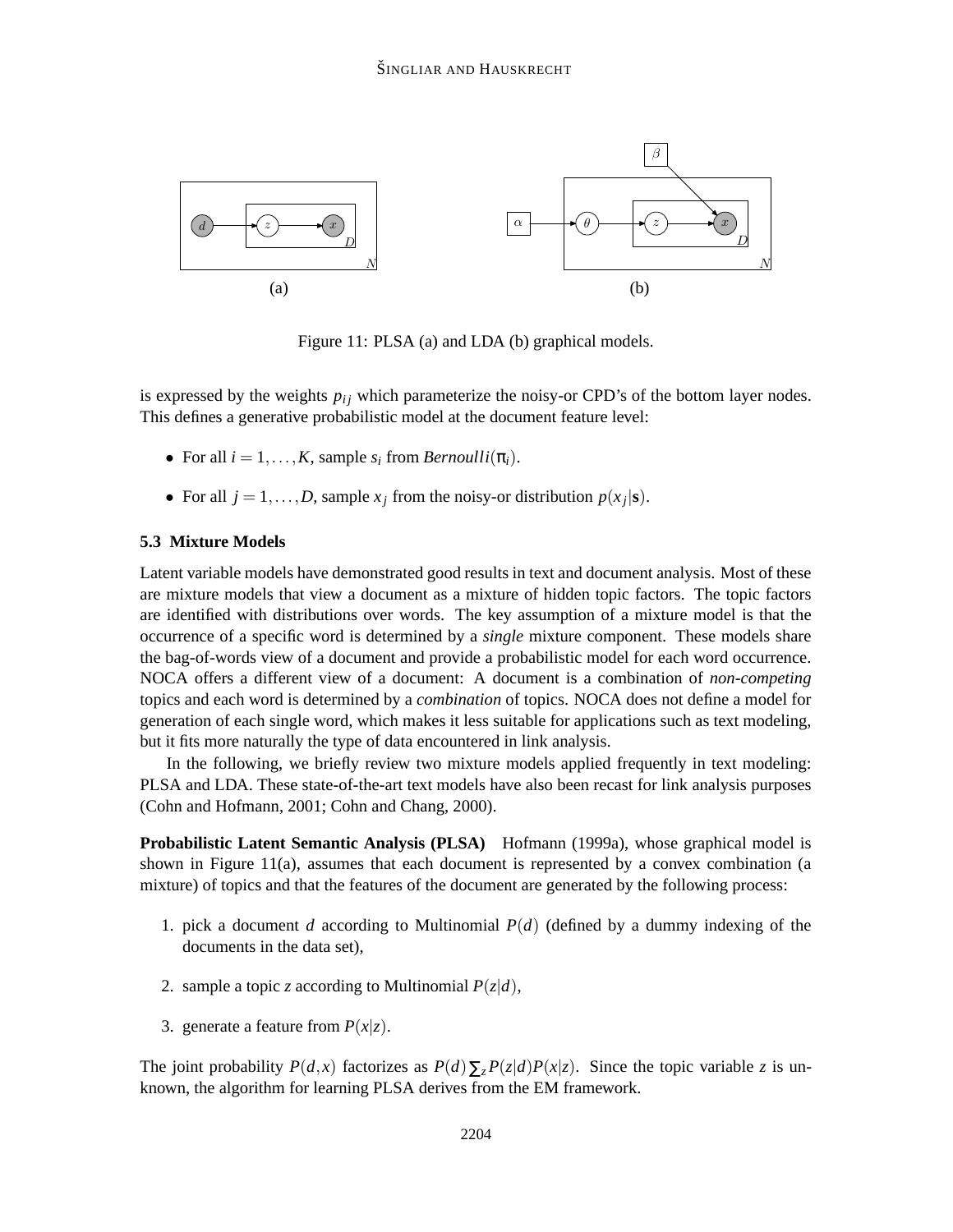Figure 11: PLSA (a) and LDA (b) graphical models.

is expressed by the weights $p_{ij}$ which parameterize the noisy-or CPD's of the bottom layer nodes. This defines a generative probabilistic model at the document feature level:

- For all $i = 1, \ldots, K$, sample $s_i$ from $Bernoulli(\pi_i)$.
- For all $j = 1, \ldots, D$, sample $x_j$ from the noisy-or distribution $p(x_j|\mathbf{s})$.

### 5.3 Mixture Models

Latent variable models have demonstrated good results in text and document analysis. Most of these are mixture models that view a document as a mixture of hidden topic factors. The topic factors are identified with distributions over words. The key assumption of a mixture model is that the occurrence of a specific word is determined by a *single* mixture component. These models share the bag-of-words view of a document and provide a probabilistic model for each word occurrence. NOCA offers a different view of a document: A document is a combination of *non-competing* topics and each word is determined by a *combination* of topics. NOCA does not define a model for generation of each single word, which makes it less suitable for applications such as text modeling, but it fits more naturally the type of data encountered in link analysis.

In the following, we briefly review two mixture models applied frequently in text modeling: PLSA and LDA. These state-of-the-art text models have also been recast for link analysis purposes (Cohn and Hofmann, 2001; Cohn and Chang, 2000).

**Probabilistic Latent Semantic Analysis (PLSA)** Hofmann (1999a), whose graphical model is shown in Figure 11(a), assumes that each document is represented by a convex combination (a mixture) of topics and that the features of the document are generated by the following process:

1. pick a document $d$ according to Multinomial $P(d)$ (defined by a dummy indexing of the documents in the data set),
2. sample a topic $z$ according to Multinomial $P(z|d)$,
3. generate a feature from $P(x|z)$.

The joint probability $P(d,x)$ factorizes as $P(d)\sum_z P(z|d)P(x|z)$. Since the topic variable $z$ is unknown, the algorithm for learning PLSA derives from the EM framework.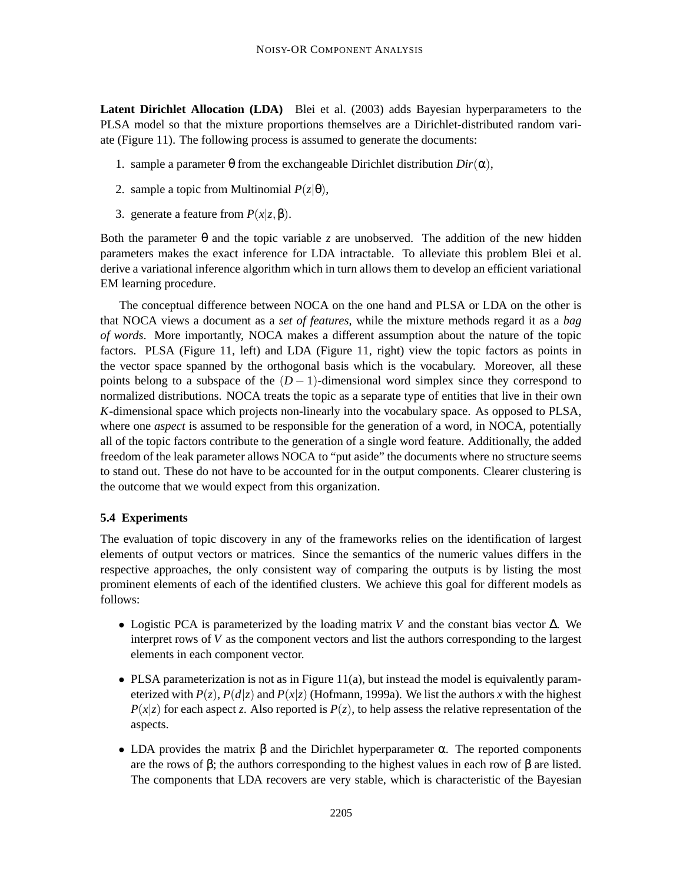**Latent Dirichlet Allocation (LDA)** Blei et al. (2003) adds Bayesian hyperparameters to the PLSA model so that the mixture proportions themselves are a Dirichlet-distributed random variate (Figure 11). The following process is assumed to generate the documents:

1. sample a parameter $\theta$ from the exchangeable Dirichlet distribution $Dir(\alpha)$,
2. sample a topic from Multinomial $P(z|\theta)$,
3. generate a feature from $P(x|z,\beta)$.

Both the parameter $\theta$ and the topic variable $z$ are unobserved. The addition of the new hidden parameters makes the exact inference for LDA intractable. To alleviate this problem Blei et al. derive a variational inference algorithm which in turn allows them to develop an efficient variational EM learning procedure.

The conceptual difference between NOCA on the one hand and PLSA or LDA on the other is that NOCA views a document as a *set of features*, while the mixture methods regard it as a *bag of words*. More importantly, NOCA makes a different assumption about the nature of the topic factors. PLSA (Figure 11, left) and LDA (Figure 11, right) view the topic factors as points in the vector space spanned by the orthogonal basis which is the vocabulary. Moreover, all these points belong to a subspace of the $(D-1)$-dimensional word simplex since they correspond to normalized distributions. NOCA treats the topic as a separate type of entities that live in their own $K$-dimensional space which projects non-linearly into the vocabulary space. As opposed to PLSA, where one *aspect* is assumed to be responsible for the generation of a word, in NOCA, potentially all of the topic factors contribute to the generation of a single word feature. Additionally, the added freedom of the leak parameter allows NOCA to "put aside" the documents where no structure seems to stand out. These do not have to be accounted for in the output components. Clearer clustering is the outcome that we would expect from this organization.

### 5.4 Experiments

The evaluation of topic discovery in any of the frameworks relies on the identification of largest elements of output vectors or matrices. Since the semantics of the numeric values differs in the respective approaches, the only consistent way of comparing the outputs is by listing the most prominent elements of each of the identified clusters. We achieve this goal for different models as follows:

- Logistic PCA is parameterized by the loading matrix $V$ and the constant bias vector $\Delta$. We interpret rows of $V$ as the component vectors and list the authors corresponding to the largest elements in each component vector.
- PLSA parameterization is not as in Figure 11(a), but instead the model is equivalently parameterized with $P(z)$, $P(d|z)$ and $P(x|z)$ (Hofmann, 1999a). We list the authors $x$ with the highest $P(x|z)$ for each aspect $z$. Also reported is $P(z)$, to help assess the relative representation of the aspects.
- LDA provides the matrix $\beta$ and the Dirichlet hyperparameter $\alpha$. The reported components are the rows of $\beta$; the authors corresponding to the highest values in each row of $\beta$ are listed. The components that LDA recovers are very stable, which is characteristic of the Bayesian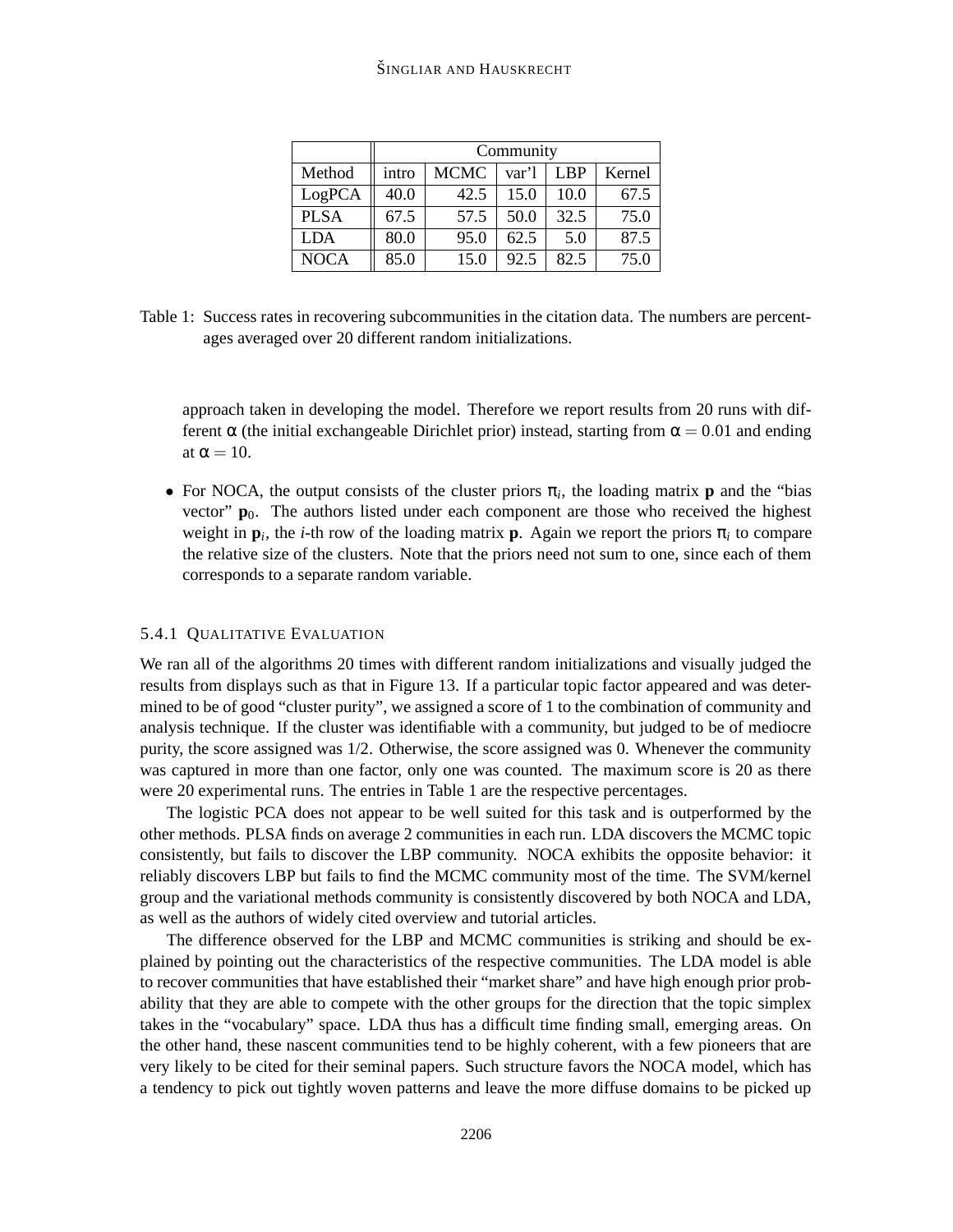| | Community | | | | |
|---|---|---|---|---|---|
| Method | intro | MCMC | var'l | LBP | Kernel |
| LogPCA | 40.0 | 42.5 | 15.0 | 10.0 | 67.5 |
| PLSA | 67.5 | 57.5 | 50.0 | 32.5 | 75.0 |
| LDA | 80.0 | 95.0 | 62.5 | 5.0 | 87.5 |
| NOCA | 85.0 | 15.0 | 92.5 | 82.5 | 75.0 |

Table 1: Success rates in recovering subcommunities in the citation data. The numbers are percentages averaged over 20 different random initializations.

approach taken in developing the model. Therefore we report results from 20 runs with different $\alpha$ (the initial exchangeable Dirichlet prior) instead, starting from $\alpha = 0.01$ and ending at $\alpha = 10$.

- For NOCA, the output consists of the cluster priors $\pi_i$, the loading matrix $\mathbf{p}$ and the "bias vector" $\mathbf{p}_0$. The authors listed under each component are those who received the highest weight in $\mathbf{p}_i$, the $i$-th row of the loading matrix $\mathbf{p}$. Again we report the priors $\pi_i$ to compare the relative size of the clusters. Note that the priors need not sum to one, since each of them corresponds to a separate random variable.

#### 5.4.1 Qualitative Evaluation

We ran all of the algorithms 20 times with different random initializations and visually judged the results from displays such as that in Figure 13. If a particular topic factor appeared and was determined to be of good "cluster purity", we assigned a score of 1 to the combination of community and analysis technique. If the cluster was identifiable with a community, but judged to be of mediocre purity, the score assigned was 1/2. Otherwise, the score assigned was 0. Whenever the community was captured in more than one factor, only one was counted. The maximum score is 20 as there were 20 experimental runs. The entries in Table 1 are the respective percentages.

The logistic PCA does not appear to be well suited for this task and is outperformed by the other methods. PLSA finds on average 2 communities in each run. LDA discovers the MCMC topic consistently, but fails to discover the LBP community. NOCA exhibits the opposite behavior: it reliably discovers LBP but fails to find the MCMC community most of the time. The SVM/kernel group and the variational methods community is consistently discovered by both NOCA and LDA, as well as the authors of widely cited overview and tutorial articles.

The difference observed for the LBP and MCMC communities is striking and should be explained by pointing out the characteristics of the respective communities. The LDA model is able to recover communities that have established their "market share" and have high enough prior probability that they are able to compete with the other groups for the direction that the topic simplex takes in the "vocabulary" space. LDA thus has a difficult time finding small, emerging areas. On the other hand, these nascent communities tend to be highly coherent, with a few pioneers that are very likely to be cited for their seminal papers. Such structure favors the NOCA model, which has a tendency to pick out tightly woven patterns and leave the more diffuse domains to be picked up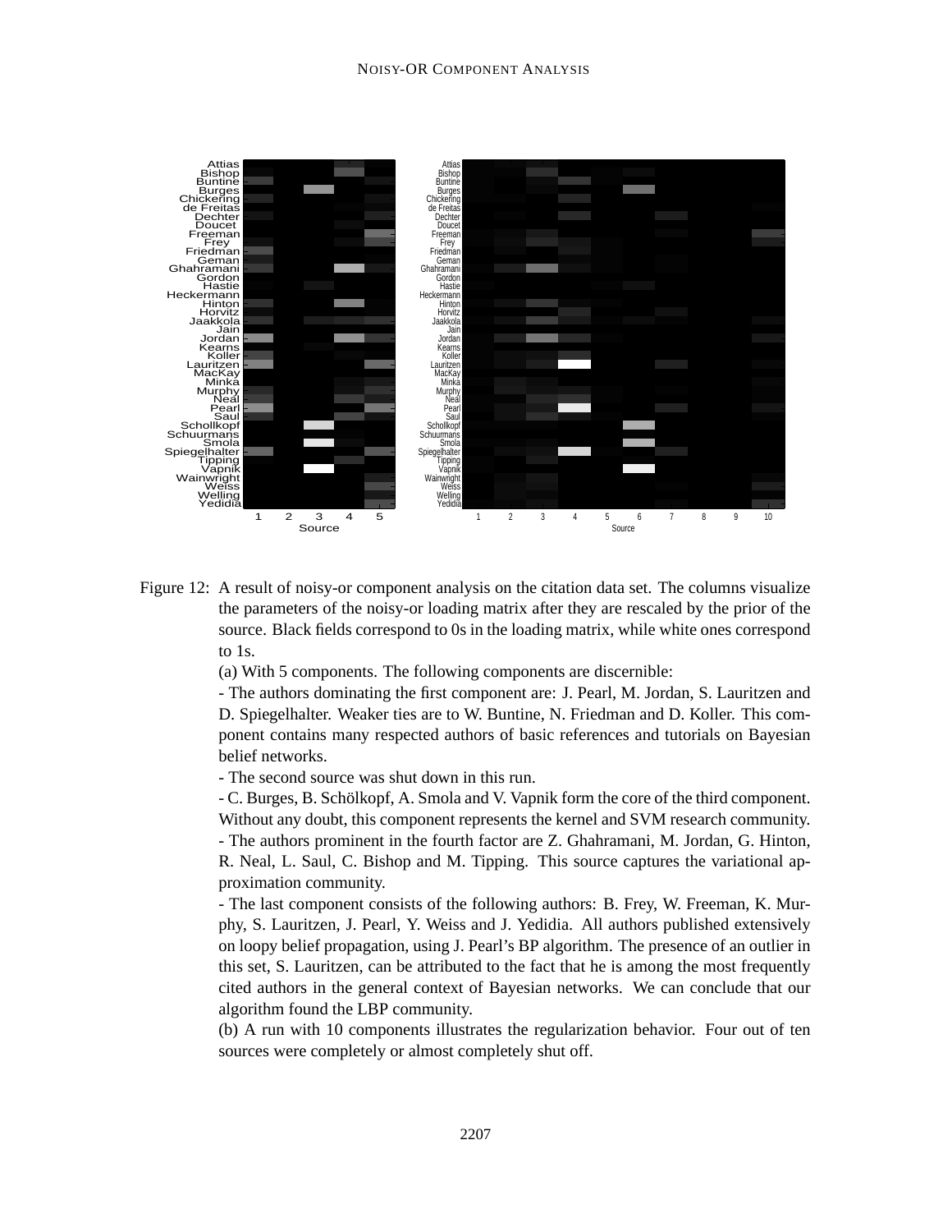Figure 12: A result of noisy-or component analysis on the citation data set. The columns visualize the parameters of the noisy-or loading matrix after they are rescaled by the prior of the source. Black fields correspond to 0s in the loading matrix, while white ones correspond to 1s.

(a) With 5 components. The following components are discernible:

- The authors dominating the first component are: J. Pearl, M. Jordan, S. Lauritzen and D. Spiegelhalter. Weaker ties are to W. Buntine, N. Friedman and D. Koller. This component contains many respected authors of basic references and tutorials on Bayesian belief networks.
- The second source was shut down in this run.
- C. Burges, B. Schölkopf, A. Smola and V. Vapnik form the core of the third component. Without any doubt, this component represents the kernel and SVM research community.
- The authors prominent in the fourth factor are Z. Ghahramani, M. Jordan, G. Hinton, R. Neal, L. Saul, C. Bishop and M. Tipping. This source captures the variational approximation community.
- The last component consists of the following authors: B. Frey, W. Freeman, K. Murphy, S. Lauritzen, J. Pearl, Y. Weiss and J. Yedidia. All authors published extensively on loopy belief propagation, using J. Pearl's BP algorithm. The presence of an outlier in this set, S. Lauritzen, can be attributed to the fact that he is among the most frequently cited authors in the general context of Bayesian networks. We can conclude that our algorithm found the LBP community.

(b) A run with 10 components illustrates the regularization behavior. Four out of ten sources were completely or almost completely shut off.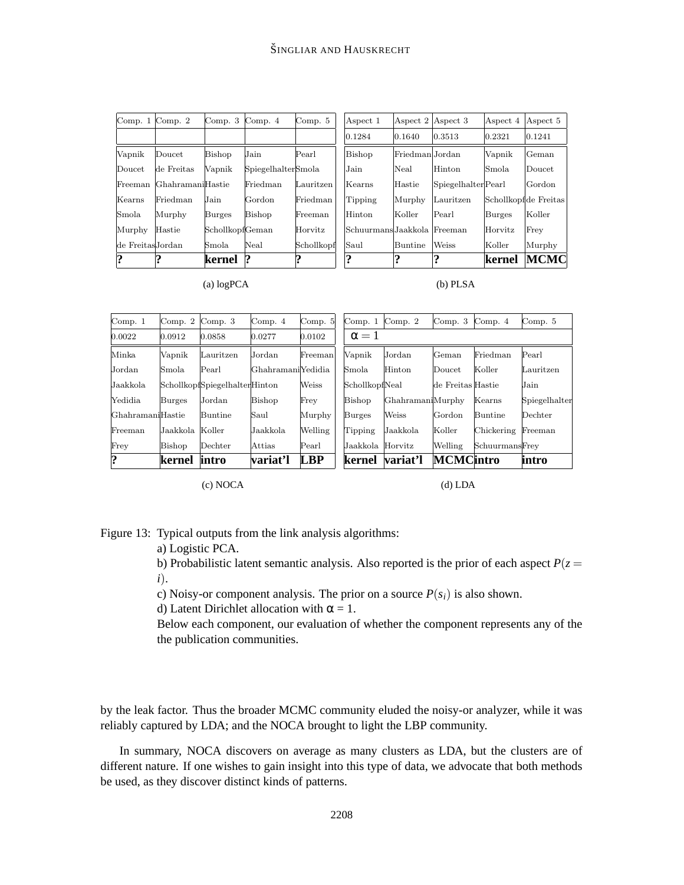| Comp. 1 | Comp. 2 | Comp. 3 | Comp. 4 | Comp. 5 |
|---|---|---|---|---|
| | | | | |
| Vapnik | Doucet | Bishop | Jain | Pearl |
| Doucet | de Freitas | Vapnik | Spiegelhalter | Smola |
| Freeman | Ghahramani | Hastie | Friedman | Lauritzen |
| Kearns | Friedman | Jain | Gordon | Friedman |
| Smola | Murphy | Burges | Bishop | Freeman |
| Murphy | Hastie | Schollkopf | Geman | Horvitz |
| de Freitas | Jordan | Smola | Neal | Schollkopf |
| **?** | **?** | **kernel** | **?** | **?** |

(a) logPCA

| Aspect 1 | Aspect 2 | Aspect 3 | Aspect 4 | Aspect 5 |
|---|---|---|---|---|
| 0.1284 | 0.1640 | 0.3513 | 0.2321 | 0.1241 |
| Bishop | Friedman | Jordan | Vapnik | Geman |
| Jain | Neal | Hinton | Smola | Doucet |
| Kearns | Hastie | Spiegelhalter | Pearl | Gordon |
| Tipping | Murphy | Lauritzen | Schollkopf | de Freitas |
| Hinton | Koller | Pearl | Burges | Koller |
| Schuurmans | Jaakkola | Freeman | Horvitz | Frey |
| Saul | Buntine | Weiss | Koller | Murphy |
| **?** | **?** | **?** | **kernel** | **MCMC** |

(b) PLSA

| Comp. 1 | Comp. 2 | Comp. 3 | Comp. 4 | Comp. 5 |
|---|---|---|---|---|
| 0.0022 | 0.0912 | 0.0858 | 0.0277 | 0.0102 |
| Minka | Vapnik | Lauritzen | Jordan | Freeman |
| Jordan | Smola | Pearl | Ghahramani | Yedidia |
| Jaakkola | Schollkopf | Spiegelhalter | Hinton | Weiss |
| Yedidia | Burges | Jordan | Bishop | Frey |
| Ghahramani | Hastie | Buntine | Saul | Murphy |
| Freeman | Jaakkola | Koller | Jaakkola | Welling |
| Frey | Bishop | Dechter | Attias | Pearl |
| **?** | **kernel** | **intro** | **variat'l** | **LBP** |

(c) NOCA

| Comp. 1 | Comp. 2 | Comp. 3 | Comp. 4 | Comp. 5 |
|---|---|---|---|---|
| $\alpha = 1$ | | | | |
| Vapnik | Jordan | Geman | Friedman | Pearl |
| Smola | Hinton | Doucet | Koller | Lauritzen |
| Schollkopf | Neal | de Freitas | Hastie | Jain |
| Bishop | Ghahramani | Murphy | Kearns | Spiegelhalter |
| Burges | Weiss | Gordon | Buntine | Dechter |
| Tipping | Jaakkola | Koller | Chickering | Freeman |
| Jaakkola | Horvitz | Welling | Schuurmans | Frey |
| **kernel** | **variat'l** | **MCMC** | **intro** | **intro** |

(d) LDA

Figure 13: Typical outputs from the link analysis algorithms:
a) Logistic PCA.
b) Probabilistic latent semantic analysis. Also reported is the prior of each aspect $P(z = i)$.
c) Noisy-or component analysis. The prior on a source $P(s_i)$ is also shown.
d) Latent Dirichlet allocation with $\alpha = 1$.
Below each component, our evaluation of whether the component represents any of the the publication communities.

by the leak factor. Thus the broader MCMC community eluded the noisy-or analyzer, while it was reliably captured by LDA; and the NOCA brought to light the LBP community.

In summary, NOCA discovers on average as many clusters as LDA, but the clusters are of different nature. If one wishes to gain insight into this type of data, we advocate that both methods be used, as they discover distinct kinds of patterns.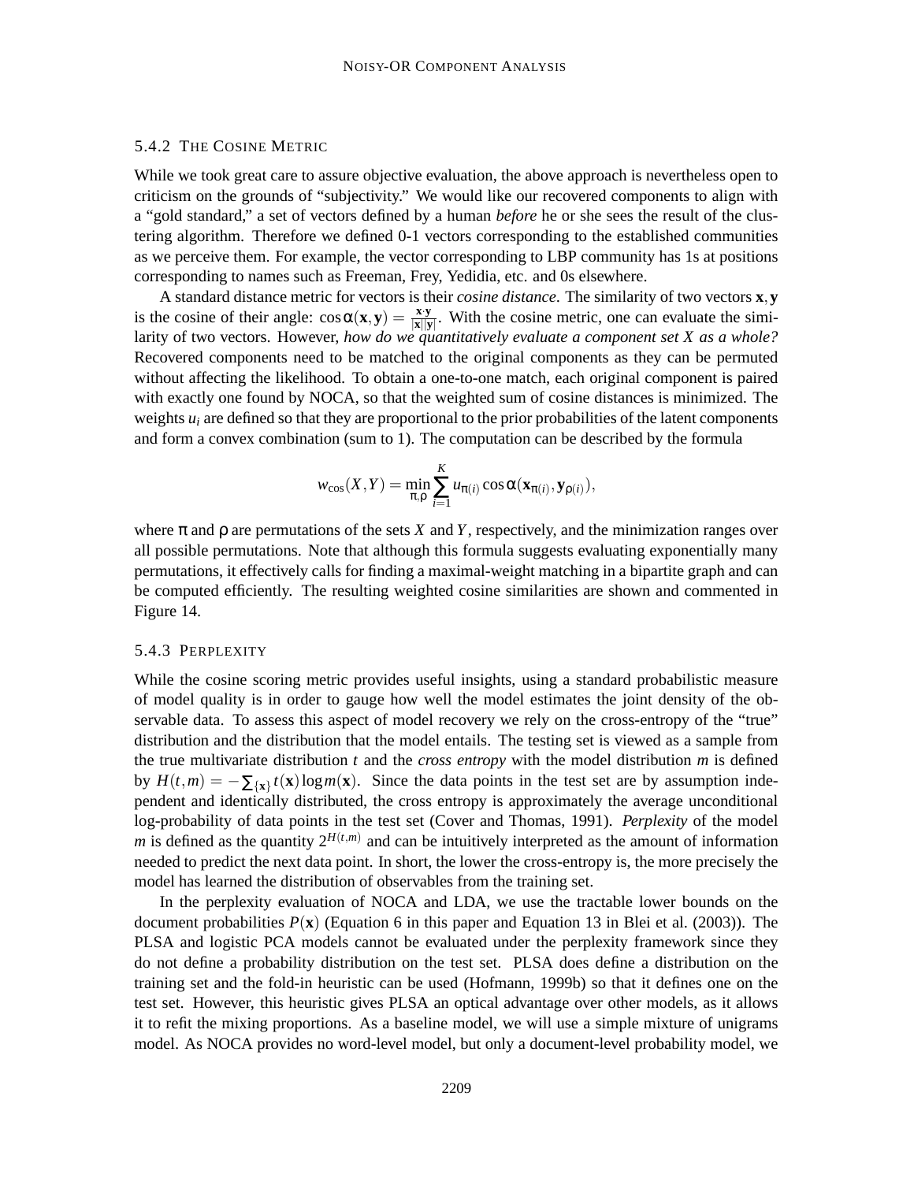### 5.4.2 THE COSINE METRIC

While we took great care to assure objective evaluation, the above approach is nevertheless open to criticism on the grounds of "subjectivity." We would like our recovered components to align with a "gold standard," a set of vectors defined by a human *before* he or she sees the result of the clustering algorithm. Therefore we defined 0-1 vectors corresponding to the established communities as we perceive them. For example, the vector corresponding to LBP community has 1s at positions corresponding to names such as Freeman, Frey, Yedidia, etc. and 0s elsewhere.

A standard distance metric for vectors is their *cosine distance*. The similarity of two vectors $\mathbf{x},\mathbf{y}$ is the cosine of their angle: $\cos\alpha(\mathbf{x},\mathbf{y}) = \frac{\mathbf{x}\cdot\mathbf{y}}{|\mathbf{x}||\mathbf{y}|}$. With the cosine metric, one can evaluate the similarity of two vectors. However, *how do we quantitatively evaluate a component set $X$ as a whole?* Recovered components need to be matched to the original components as they can be permuted without affecting the likelihood. To obtain a one-to-one match, each original component is paired with exactly one found by NOCA, so that the weighted sum of cosine distances is minimized. The weights $u_i$ are defined so that they are proportional to the prior probabilities of the latent components and form a convex combination (sum to 1). The computation can be described by the formula

$$w_{\cos}(X,Y) = \min_{\pi,\rho} \sum_{i=1}^{K} u_{\pi(i)} \cos\alpha(\mathbf{x}_{\pi(i)}, \mathbf{y}_{\rho(i)}),$$

where $\pi$ and $\rho$ are permutations of the sets $X$ and $Y$, respectively, and the minimization ranges over all possible permutations. Note that although this formula suggests evaluating exponentially many permutations, it effectively calls for finding a maximal-weight matching in a bipartite graph and can be computed efficiently. The resulting weighted cosine similarities are shown and commented in Figure 14.

### 5.4.3 PERPLEXITY

While the cosine scoring metric provides useful insights, using a standard probabilistic measure of model quality is in order to gauge how well the model estimates the joint density of the observable data. To assess this aspect of model recovery we rely on the cross-entropy of the "true" distribution and the distribution that the model entails. The testing set is viewed as a sample from the true multivariate distribution $t$ and the *cross entropy* with the model distribution $m$ is defined by $H(t,m) = -\sum_{\{\mathbf{x}\}} t(\mathbf{x}) \log m(\mathbf{x})$. Since the data points in the test set are by assumption independent and identically distributed, the cross entropy is approximately the average unconditional log-probability of data points in the test set (Cover and Thomas, 1991). *Perplexity* of the model $m$ is defined as the quantity $2^{H(t,m)}$ and can be intuitively interpreted as the amount of information needed to predict the next data point. In short, the lower the cross-entropy is, the more precisely the model has learned the distribution of observables from the training set.

In the perplexity evaluation of NOCA and LDA, we use the tractable lower bounds on the document probabilities $P(\mathbf{x})$ (Equation 6 in this paper and Equation 13 in Blei et al. (2003)). The PLSA and logistic PCA models cannot be evaluated under the perplexity framework since they do not define a probability distribution on the test set. PLSA does define a distribution on the training set and the fold-in heuristic can be used (Hofmann, 1999b) so that it defines one on the test set. However, this heuristic gives PLSA an optical advantage over other models, as it allows it to refit the mixing proportions. As a baseline model, we will use a simple mixture of unigrams model. As NOCA provides no word-level model, but only a document-level probability model, we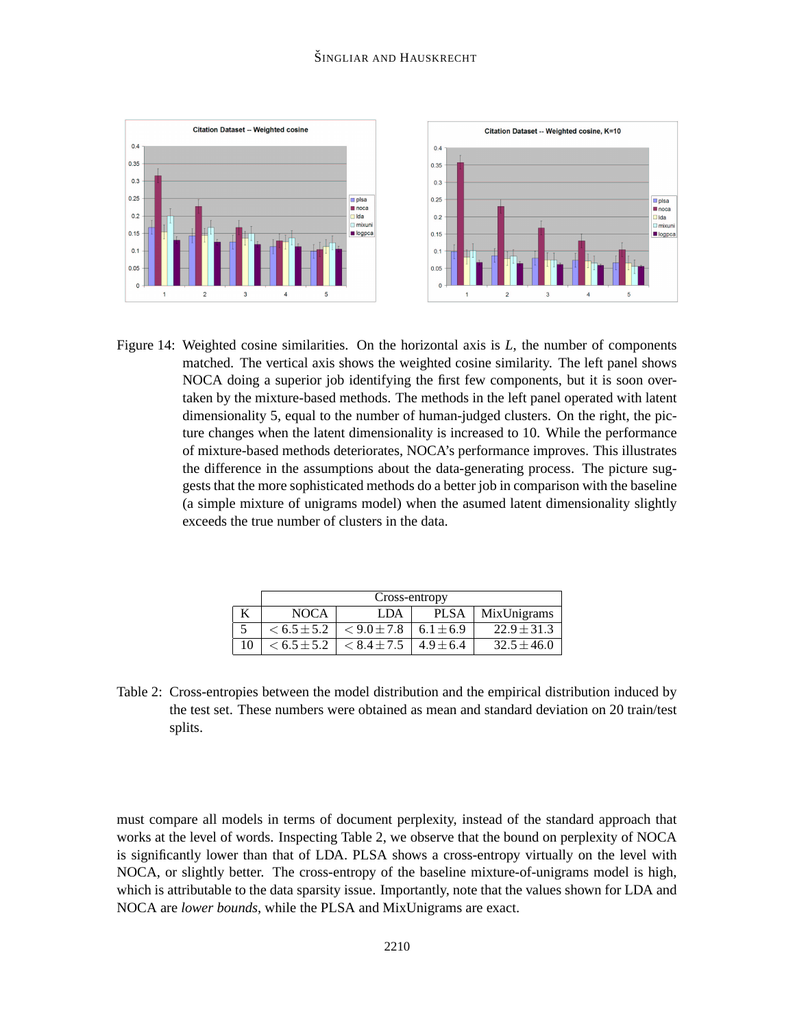Figure 14: Weighted cosine similarities. On the horizontal axis is $L$, the number of components matched. The vertical axis shows the weighted cosine similarity. The left panel shows NOCA doing a superior job identifying the first few components, but it is soon overtaken by the mixture-based methods. The methods in the left panel operated with latent dimensionality 5, equal to the number of human-judged clusters. On the right, the picture changes when the latent dimensionality is increased to 10. While the performance of mixture-based methods deteriorates, NOCA's performance improves. This illustrates the difference in the assumptions about the data-generating process. The picture suggests that the more sophisticated methods do a better job in comparison with the baseline (a simple mixture of unigrams model) when the asumed latent dimensionality slightly exceeds the true number of clusters in the data.

| | Cross-entropy | | | |
|---|---|---|---|---|
| K | NOCA | LDA | PLSA | MixUnigrams |
| 5 | $< 6.5 \pm 5.2$ | $< 9.0 \pm 7.8$ | $6.1 \pm 6.9$ | $22.9 \pm 31.3$ |
| 10 | $< 6.5 \pm 5.2$ | $< 8.4 \pm 7.5$ | $4.9 \pm 6.4$ | $32.5 \pm 46.0$ |

Table 2: Cross-entropies between the model distribution and the empirical distribution induced by the test set. These numbers were obtained as mean and standard deviation on 20 train/test splits.

must compare all models in terms of document perplexity, instead of the standard approach that works at the level of words. Inspecting Table 2, we observe that the bound on perplexity of NOCA is significantly lower than that of LDA. PLSA shows a cross-entropy virtually on the level with NOCA, or slightly better. The cross-entropy of the baseline mixture-of-unigrams model is high, which is attributable to the data sparsity issue. Importantly, note that the values shown for LDA and NOCA are *lower bounds*, while the PLSA and MixUnigrams are exact.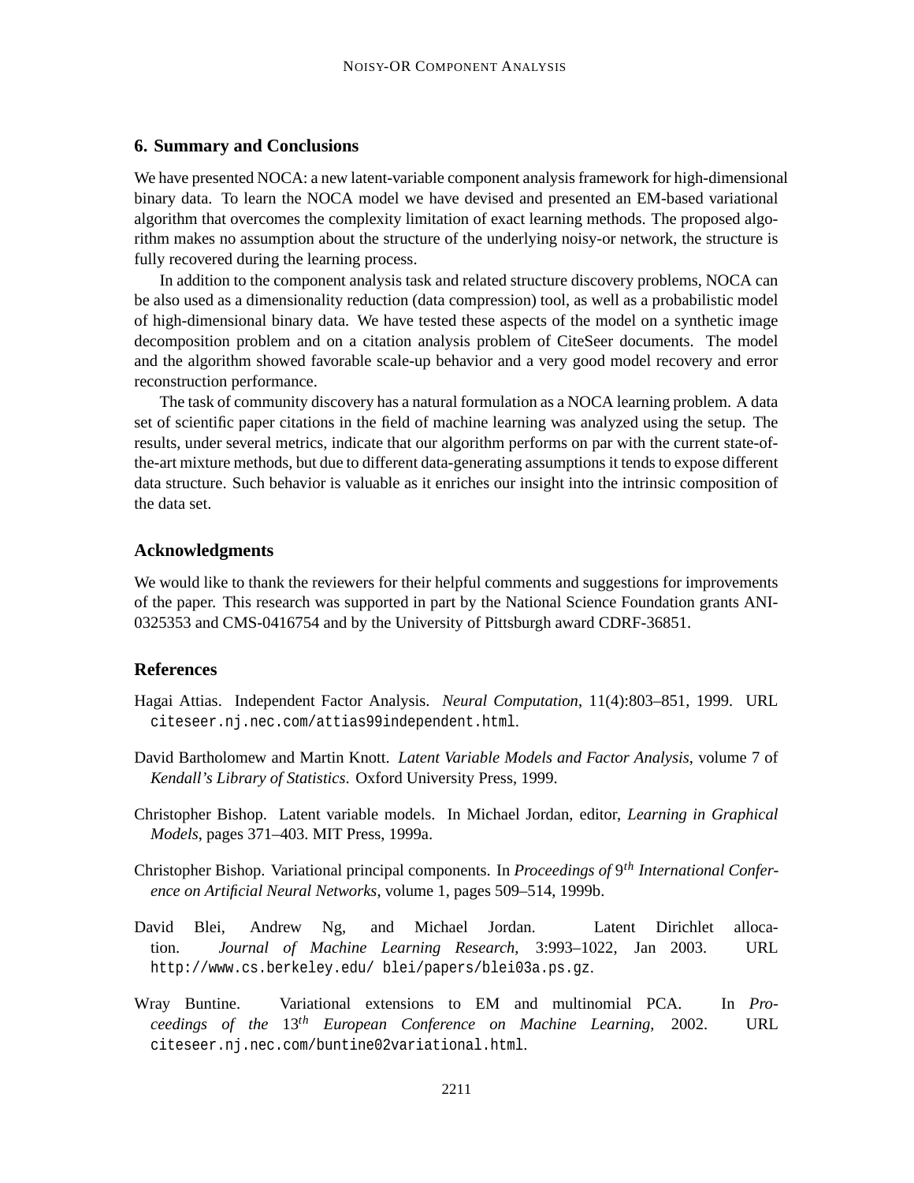## 6. Summary and Conclusions

We have presented NOCA: a new latent-variable component analysis framework for high-dimensional binary data. To learn the NOCA model we have devised and presented an EM-based variational algorithm that overcomes the complexity limitation of exact learning methods. The proposed algorithm makes no assumption about the structure of the underlying noisy-or network, the structure is fully recovered during the learning process.

In addition to the component analysis task and related structure discovery problems, NOCA can be also used as a dimensionality reduction (data compression) tool, as well as a probabilistic model of high-dimensional binary data. We have tested these aspects of the model on a synthetic image decomposition problem and on a citation analysis problem of CiteSeer documents. The model and the algorithm showed favorable scale-up behavior and a very good model recovery and error reconstruction performance.

The task of community discovery has a natural formulation as a NOCA learning problem. A data set of scientific paper citations in the field of machine learning was analyzed using the setup. The results, under several metrics, indicate that our algorithm performs on par with the current state-of-the-art mixture methods, but due to different data-generating assumptions it tends to expose different data structure. Such behavior is valuable as it enriches our insight into the intrinsic composition of the data set.

## Acknowledgments

We would like to thank the reviewers for their helpful comments and suggestions for improvements of the paper. This research was supported in part by the National Science Foundation grants ANI-0325353 and CMS-0416754 and by the University of Pittsburgh award CDRF-36851.

## References

Hagai Attias. Independent Factor Analysis. *Neural Computation*, 11(4):803–851, 1999. URL citeseer.nj.nec.com/attias99independent.html.

David Bartholomew and Martin Knott. *Latent Variable Models and Factor Analysis*, volume 7 of *Kendall's Library of Statistics*. Oxford University Press, 1999.

Christopher Bishop. Latent variable models. In Michael Jordan, editor, *Learning in Graphical Models*, pages 371–403. MIT Press, 1999a.

Christopher Bishop. Variational principal components. In *Proceedings of* $9^{th}$ *International Conference on Artificial Neural Networks*, volume 1, pages 509–514, 1999b.

David Blei, Andrew Ng, and Michael Jordan. Latent Dirichlet allocation. *Journal of Machine Learning Research*, 3:993–1022, Jan 2003. URL http://www.cs.berkeley.edu/ blei/papers/blei03a.ps.gz.

Wray Buntine. Variational extensions to EM and multinomial PCA. In *Proceedings of the* $13^{th}$ *European Conference on Machine Learning*, 2002. URL citeseer.nj.nec.com/buntine02variational.html.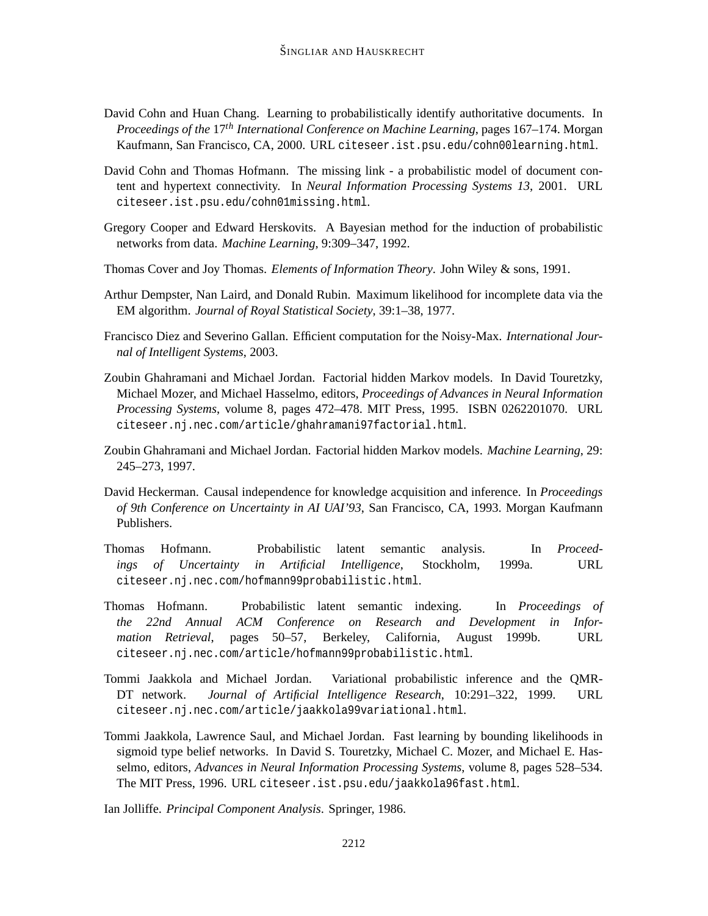David Cohn and Huan Chang. Learning to probabilistically identify authoritative documents. In *Proceedings of the* $17^{th}$ *International Conference on Machine Learning*, pages 167–174. Morgan Kaufmann, San Francisco, CA, 2000. URL `citeseer.ist.psu.edu/cohn00learning.html`.

David Cohn and Thomas Hofmann. The missing link - a probabilistic model of document content and hypertext connectivity. In *Neural Information Processing Systems 13*, 2001. URL `citeseer.ist.psu.edu/cohn01missing.html`.

Gregory Cooper and Edward Herskovits. A Bayesian method for the induction of probabilistic networks from data. *Machine Learning*, 9:309–347, 1992.

Thomas Cover and Joy Thomas. *Elements of Information Theory*. John Wiley & sons, 1991.

Arthur Dempster, Nan Laird, and Donald Rubin. Maximum likelihood for incomplete data via the EM algorithm. *Journal of Royal Statistical Society*, 39:1–38, 1977.

Francisco Diez and Severino Gallan. Efficient computation for the Noisy-Max. *International Journal of Intelligent Systems*, 2003.

Zoubin Ghahramani and Michael Jordan. Factorial hidden Markov models. In David Touretzky, Michael Mozer, and Michael Hasselmo, editors, *Proceedings of Advances in Neural Information Processing Systems*, volume 8, pages 472–478. MIT Press, 1995. ISBN 0262201070. URL `citeseer.nj.nec.com/article/ghahramani97factorial.html`.

Zoubin Ghahramani and Michael Jordan. Factorial hidden Markov models. *Machine Learning*, 29: 245–273, 1997.

David Heckerman. Causal independence for knowledge acquisition and inference. In *Proceedings of 9th Conference on Uncertainty in AI UAI'93*, San Francisco, CA, 1993. Morgan Kaufmann Publishers.

Thomas Hofmann. Probabilistic latent semantic analysis. In *Proceedings of Uncertainty in Artificial Intelligence*, Stockholm, 1999a. URL `citeseer.nj.nec.com/hofmann99probabilistic.html`.

Thomas Hofmann. Probabilistic latent semantic indexing. In *Proceedings of the 22nd Annual ACM Conference on Research and Development in Information Retrieval*, pages 50–57, Berkeley, California, August 1999b. URL `citeseer.nj.nec.com/article/hofmann99probabilistic.html`.

Tommi Jaakkola and Michael Jordan. Variational probabilistic inference and the QMR-DT network. *Journal of Artificial Intelligence Research*, 10:291–322, 1999. URL `citeseer.nj.nec.com/article/jaakkola99variational.html`.

Tommi Jaakkola, Lawrence Saul, and Michael Jordan. Fast learning by bounding likelihoods in sigmoid type belief networks. In David S. Touretzky, Michael C. Mozer, and Michael E. Hasselmo, editors, *Advances in Neural Information Processing Systems*, volume 8, pages 528–534. The MIT Press, 1996. URL `citeseer.ist.psu.edu/jaakkola96fast.html`.

Ian Jolliffe. *Principal Component Analysis*. Springer, 1986.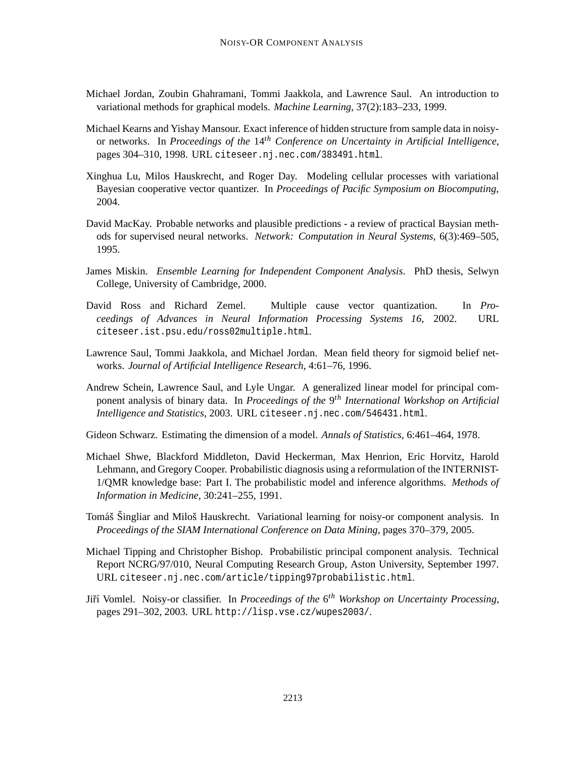Michael Jordan, Zoubin Ghahramani, Tommi Jaakkola, and Lawrence Saul. An introduction to variational methods for graphical models. *Machine Learning*, 37(2):183–233, 1999.

Michael Kearns and Yishay Mansour. Exact inference of hidden structure from sample data in noisy-or networks. In *Proceedings of the* $14^{th}$ *Conference on Uncertainty in Artificial Intelligence*, pages 304–310, 1998. URL citeseer.nj.nec.com/383491.html.

Xinghua Lu, Milos Hauskrecht, and Roger Day. Modeling cellular processes with variational Bayesian cooperative vector quantizer. In *Proceedings of Pacific Symposium on Biocomputing*, 2004.

David MacKay. Probable networks and plausible predictions - a review of practical Baysian methods for supervised neural networks. *Network: Computation in Neural Systems*, 6(3):469–505, 1995.

James Miskin. *Ensemble Learning for Independent Component Analysis*. PhD thesis, Selwyn College, University of Cambridge, 2000.

David Ross and Richard Zemel. Multiple cause vector quantization. In *Proceedings of Advances in Neural Information Processing Systems 16*, 2002. URL citeseer.ist.psu.edu/ross02multiple.html.

Lawrence Saul, Tommi Jaakkola, and Michael Jordan. Mean field theory for sigmoid belief networks. *Journal of Artificial Intelligence Research*, 4:61–76, 1996.

Andrew Schein, Lawrence Saul, and Lyle Ungar. A generalized linear model for principal component analysis of binary data. In *Proceedings of the* $9^{th}$ *International Workshop on Artificial Intelligence and Statistics*, 2003. URL citeseer.nj.nec.com/546431.html.

Gideon Schwarz. Estimating the dimension of a model. *Annals of Statistics*, 6:461–464, 1978.

Michael Shwe, Blackford Middleton, David Heckerman, Max Henrion, Eric Horvitz, Harold Lehmann, and Gregory Cooper. Probabilistic diagnosis using a reformulation of the INTERNIST-1/QMR knowledge base: Part I. The probabilistic model and inference algorithms. *Methods of Information in Medicine*, 30:241–255, 1991.

Tomáš Šingliar and Miloš Hauskrecht. Variational learning for noisy-or component analysis. In *Proceedings of the SIAM International Conference on Data Mining*, pages 370–379, 2005.

Michael Tipping and Christopher Bishop. Probabilistic principal component analysis. Technical Report NCRG/97/010, Neural Computing Research Group, Aston University, September 1997. URL citeseer.nj.nec.com/article/tipping97probabilistic.html.

Jiří Vomlel. Noisy-or classifier. In *Proceedings of the* $6^{th}$ *Workshop on Uncertainty Processing*, pages 291–302, 2003. URL http://lisp.vse.cz/wupes2003/.